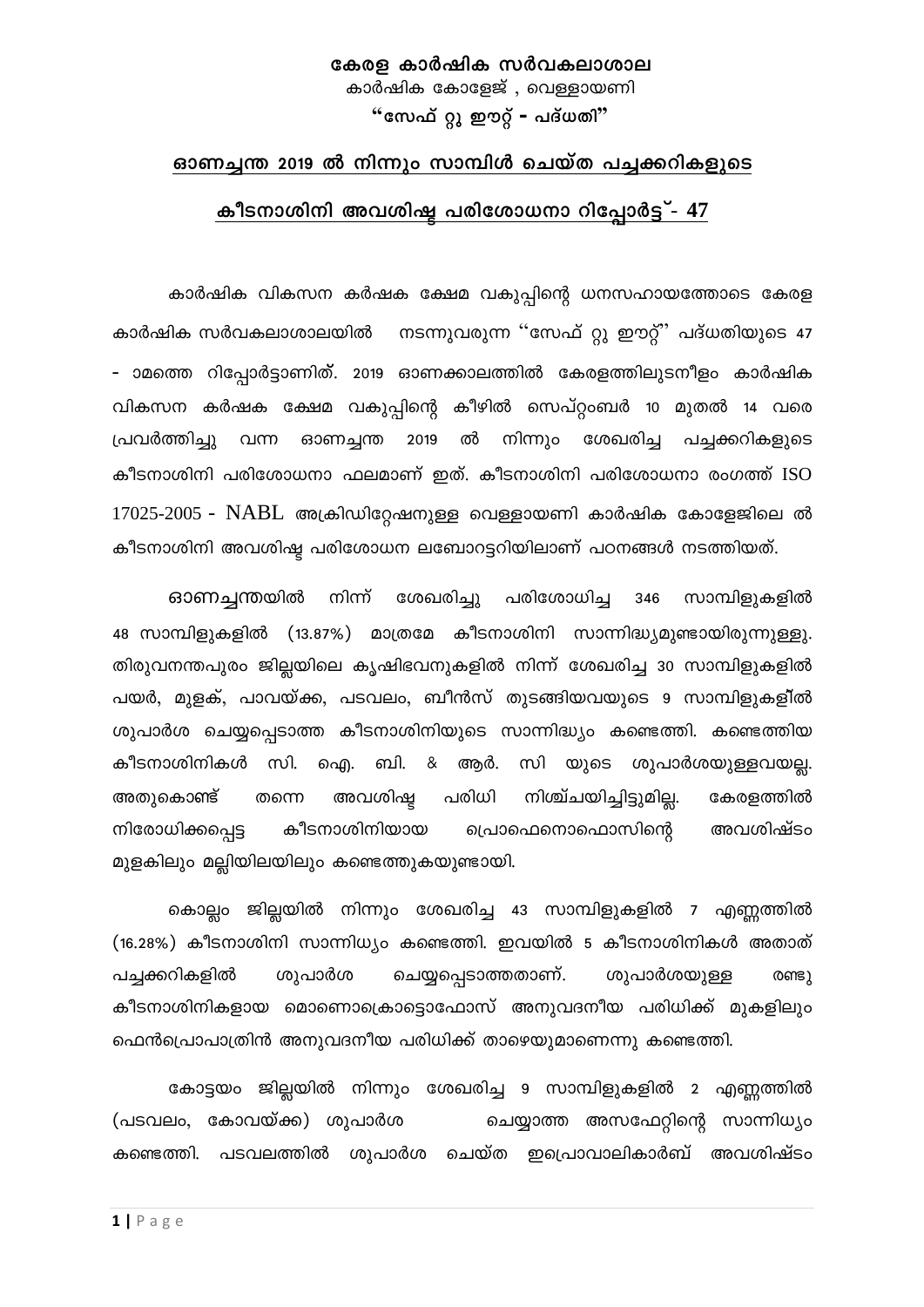**കേരള കാർഷിക സർവകലാശാല**

കാർഷിക കോളേജ് , വെള്ളായണി

**"സേഫ് റ്റു ഈറ്റ് - പദ്ധതി"**

## ഓണച്ചന്ത 2019 ൽ നിന്നും സാമ്പിൾ ചെയ്ത പച്ചക്കറികളുടെ കീടനാശിനി അവശിഷ്ട പരിശോധനാ റിപ്പോർട്ട് - 47

കാർഷിക വികസന കർഷക ക്ഷേമ വകുപ്പിന്റെ ധനസഹായത്തോടെ കേരള കാർഷിക സർവകലാശാലയിൽ നടന്നുവരുന്ന ''സേഫ് റ്റു ഈറ്റ്'' പദ്ധതിയുടെ 47 - ാമത്തെ റിപ്പോർട്ടാണിത്. 2019 ഓണക്കാലത്തിൽ കേരളത്തിലുടനീളം കാർഷിക വികസന കർഷക ക്ഷേമ വകുപ്പിന്റെ കീഴിൽ സെപ്റ്റംബർ 10 മുതൽ 14 വരെ പ്രവർത്തിച്ചു വന്ന ഓണച്ചന്ത 2019 ൽ നിന്നും ശേഖരിച്ച പച്ചക്കറികളുടെ കീടനാശിനി പരിശോധനാ ഫലമാണ് ഇത്. കീടനാശിനി പരിശോധനാ രംഗത്ത് ISO 17025-2005 - NABL അക്രിഡിറ്റേഷനുള്ള വെള്ളായണി കാർഷിക കോളേജിലെ ൽ കീടനാശിനി അവശിഷ്ട പരിശോധന ലബോറട്ടറിയിലാണ് പഠനങ്ങൾ നടത്തിയത്.

ഓണച്ചന്തയിൽ നിന്ന് ശേഖരിച്ചു പരിശോധിച്ച 346 സാമ്പിളുകളിൽ 48 സാമ്പിളുകളിൽ (13.87%) മാത്രമേ കീടനാശിനി സാന്നിദ്ധ്യമുണ്ടായിരുന്നുള്ളു. തിരുവനന്തപുരം ജില്ലയിലെ കൃഷിഭവനുകളിൽ നിന്ന് ശേഖരിച്ച 30 സാമ്പിളുകളിൽ പയർ, മുളക്, പാവയ്ക്ക, പടവലം, ബീൻസ് തുടങ്ങിയവയുടെ 9 സാമ്പിളുകളിൽ ശുപാർശ ചെയ്യപ്പെടാത്ത കീടനാശിനിയുടെ സാന്നിദ്ധ്യം കണ്ടെത്തി. കണ്ടെത്തിയ കീടനാശിനികൾ സി. ഐ. ബി. & ആർ. സി യുടെ ശുപാർശയുള്ളവയല്ല. അതുകൊണ്ട് തന്നെ അവശിഷ്ട പരിധി നിശ്ചയിച്ചിട്ടുമില്ല. കേരളത്തിൽ നിരോധിക്കപ്പെട്ട കീടനാശിനിയായ പ്രൊഫെനൊഫൊസിന്റെ അവശിഷ്ടം മുളകിലും മല്ലിയിലയിലും കണ്ടെത്തുകയുണ്ടായി.

കൊല്ലം ജില്ലയിൽ നിന്നും ശേഖരിച്ച 43 സാമ്പിളുകളിൽ 7 എണ്ണത്തിൽ (16.28%) കീടനാശിനി സാന്നിധ്യം കണ്ടെത്തി. ഇവയിൽ 5 കീടനാശിനികൾ അതാത് പച്ചക്കറികളിൽ ശുപാർശ ചെയ്യപ്പെടാത്തതാണ്. ശുപാർശയുള്ള രണ്ടു കീടനാശിനികളായ മൊണൊക്രൊട്ടൊഫോസ് അനുവദനീയ പരിധിക്ക് മുകളിലും ഫെൻപ്രൊപാത്രിൻ അനുവദനീയ പരിധിക്ക് താഴെയുമാണെന്നു കണ്ടെത്തി.

കോട്ടയം ജില്ലയിൽ നിന്നും ശേഖരിച്ച 9 സാമ്പിളുകളിൽ 2 എണ്ണത്തിൽ (പടവലം, കോവയ്ക്ക) ശുപാർശ ചെയ്യാത്ത അസഫേറ്റിന്റെ സാന്നിധ്യം കണ്ടെത്തി. പടവലത്തിൽ ശുപാർശ ചെയ്ത ഇപ്രൊവാലികാർബ് അവശിഷ്ടം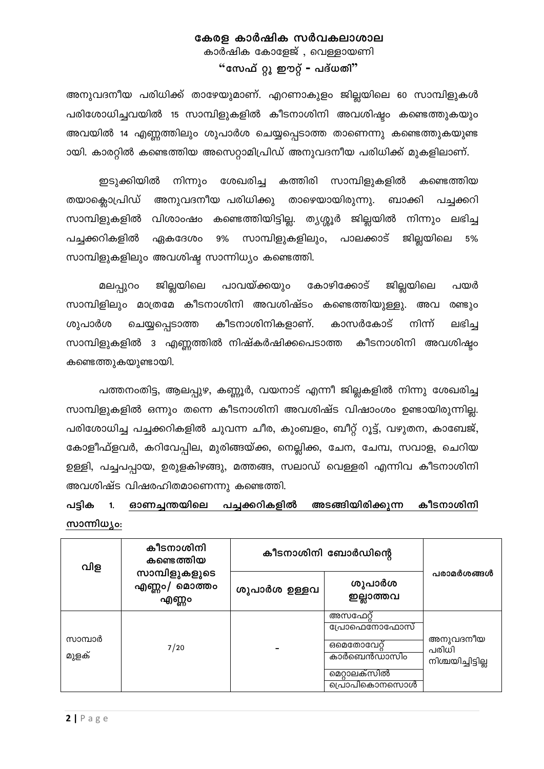അനുവദനീയ പരിധിക്ക് താഴേയുമാണ്. എറണാകുളം ജില്ലയിലെ 60 സാമ്പിളുകൾ പരിശോധിച്ചവയിൽ 15 സാമ്പിളുകളിൽ കീടനാശിനി അവശിഷ്ടം കണ്ടെത്തുകയും അവയിൽ 14 എണ്ണത്തിലും ശുപാർശ ചെയ്യപ്പെടാത്ത താണെന്നു കണ്ടെത്തുകയുണ്ടായി. കാരറ്റിൽ കണ്ടെത്തിയ അസെറ്റാമിപ്രിഡ് അനുവദനീയ പരിധിക്ക് മുകളിലാണ്.

ഇടുക്കിയിൽ നിന്നും ശേഖരിച്ച കത്തിരി സാമ്പിളുകളിൽ കണ്ടെത്തിയ തയാക്ലോപ്രിഡ് അനുവദനീയ പരിധിക്കു താഴെയായിരുന്നു. ബാക്കി പച്ചക്കറി സാമ്പിളുകളിൽ വിശാംഷം കണ്ടെത്തിയിട്ടില്ല. തൃശ്ശൂർ ജില്ലയിൽ നിന്നും ലഭിച്ച പച്ചക്കറികളിൽ ഏകദേശം 9% സാമ്പിളുകളിലും, പാലക്കാട് ജില്ലയിലെ 5% സാമ്പിളുകളിലും അവശിഷ്ട സാന്നിധ്യം കണ്ടെത്തി.

മലപ്പുറം ജില്ലയിലെ പാവയ്ക്കയും കോഴിക്കോട് ജില്ലയിലെ പയർ സാമ്പിളിലും മാത്രമേ കീടനാശിനി അവശിഷ്ടം കണ്ടെത്തിയുള്ളു. അവ രണ്ടും ശുപാർശ ചെയ്യപ്പെടാത്ത കീടനാശിനികളാണ്. കാസർകോട് നിന്ന് ലഭിച്ച സാമ്പിളുകളിൽ 3 എണ്ണത്തിൽ നിഷ്കർഷിക്കപെടാത്ത കീടനാശിനി അവശിഷ്ടം കണ്ടെത്തുകയുണ്ടായി.

പത്തനംതിട്ട, ആലപ്പുഴ, കണ്ണൂർ, വയനാട് എന്നീ ജില്ലകളിൽ നിന്നു ശേഖരിച്ച സാമ്പിളുകളിൽ ഒന്നും തന്നെ കീടനാശിനി അവശിഷ്ട വിഷാംശം ഉണ്ടായിരുന്നില്ല. പരിശോധിച്ച പച്ചക്കറികളിൽ ചുവന്ന ചീര, കുംബളം, ബീറ്റ് റൂട്ട്, വഴുതന, കാബേജ്, കോളീഫ്ളവർ, കറിവേപ്പില, മുരിങ്ങയ്ക്ക, നെല്ലിക്ക, ചേന, ചേമ്പ, സവാള, ചെറിയ ഉള്ളി, പച്ചപപ്പായ, ഉരുളകിഴങ്ങു, മത്തങ്ങ, സലാഡ് വെള്ളരി എന്നിവ കീടനാശിനി അവശിഷ്ട വിഷരഹിതമാണെന്നു കണ്ടെത്തി.

**പട്ടിക 1. <u>ഓണച്ചന്തയിലെ പച്ചക്കറികളിൽ അടങ്ങിയിരിക്കുന്ന കീടനാശിനി സാന്നിധ്യം:</u>**

| വിള | കീടനാശിനി കണ്ടെത്തിയ സാമ്പിളുകളുടെ എണ്ണം/ മൊത്തം എണ്ണം | കീടനാശിനി ബോർഡിന്റെ | | പരാമർശങ്ങൾ |
|---|---|---|---|---|
| | | ശുപാർശ ഉള്ളവ | ശുപാർശ ഇല്ലാത്തവ | |
| സാമ്പാർ മുളക് | 7/20 | - | അസഫേറ്റ്<br>പ്രോഫെനോഫോസ്<br>ഒമെതോവേറ്റ്<br>കാർബെൻഡാസിം<br>മെറ്റാലക്സിൽ<br>പ്രൊപികൊനസൊൾ | അനുവദനീയ പരിധി നിശ്ചയിച്ചിട്ടില്ല |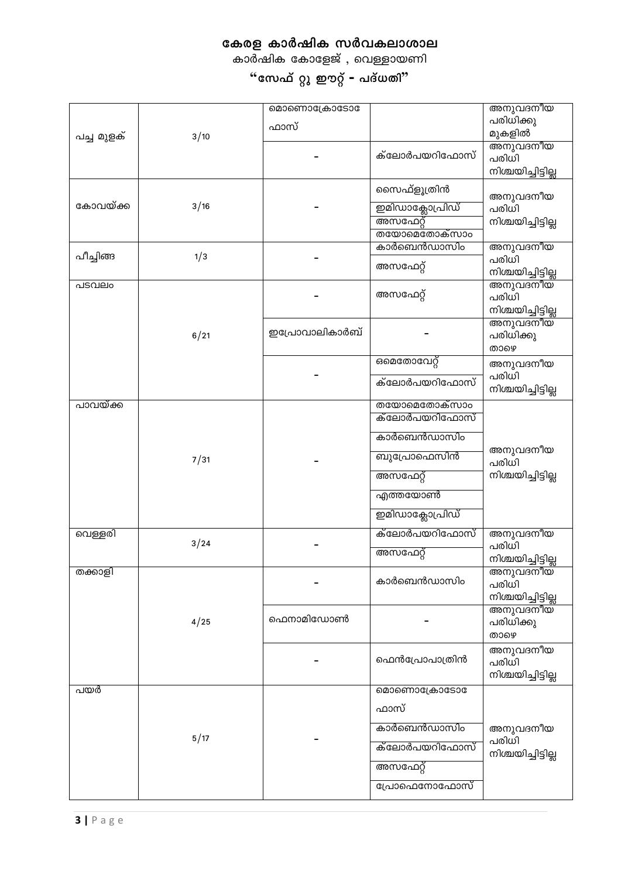# കേരള കാർഷിക സർവകലാശാല

## കാർഷിക കോളേജ് , വെള്ളായണി

## "സേഫ് റ്റു ഈറ്റ് - പദ്ധതി"

| | | | | |
|---|---|---|---|---|
| പച്ച മുളക് | 3/10 | മൊണൊക്രോടോഫാസ് | | അനുവദനീയ പരിധിക്കു മുകളിൽ |
| | | - | ക്ലോർപയറിഫോസ് | അനുവദനീയ പരിധി നിശ്ചയിച്ചിട്ടില്ല |
| കോവയ്ക്ക | 3/16 | - | സൈഫ്ളൂത്രിൻ<br>ഇമിഡാക്ലോപ്രിഡ്<br>അസഫേറ്റ്<br>തയോമെതോക്സാം | അനുവദനീയ പരിധി നിശ്ചയിച്ചിട്ടില്ല |
| പീച്ചിങ്ങ | 1/3 | - | കാർബെൻഡാസിം<br>അസഫേറ്റ് | അനുവദനീയ പരിധി നിശ്ചയിച്ചിട്ടില്ല |
| പടവലം | 6/21 | - | അസഫേറ്റ് | അനുവദനീയ പരിധി നിശ്ചയിച്ചിട്ടില്ല |
| | | ഇപ്രോവാലികാർബ് | - | അനുവദനീയ പരിധിക്കു താഴെ |
| | | - | ഒമെതോവേറ്റ്<br>ക്ലോർപയറിഫോസ് | അനുവദനീയ പരിധി നിശ്ചയിച്ചിട്ടില്ല |
| പാവയ്ക്ക | 7/31 | - | തയോമെതോക്സാം<br>ക്ലോർപയറിഫോസ്<br>കാർബെൻഡാസിം<br>ബുപ്രോഫെസിൻ<br>അസഫേറ്റ്<br>എത്തയോൺ<br>ഇമിഡാക്ലോപ്രിഡ് | അനുവദനീയ പരിധി നിശ്ചയിച്ചിട്ടില്ല |
| വെള്ളരി | 3/24 | - | ക്ലോർപയറിഫോസ്<br>അസഫേറ്റ് | അനുവദനീയ പരിധി നിശ്ചയിച്ചിട്ടില്ല |
| തക്കാളി | 4/25 | - | കാർബെൻഡാസിം | അനുവദനീയ പരിധി നിശ്ചയിച്ചിട്ടില്ല |
| | | ഫെനാമിഡോൺ | - | അനുവദനീയ പരിധിക്കു താഴെ |
| | | - | ഫെൻപ്രോപാത്രിൻ | അനുവദനീയ പരിധി നിശ്ചയിച്ചിട്ടില്ല |
| പയർ | 5/17 | - | മൊണൊക്രോടോഫാസ്<br>കാർബെൻഡാസിം<br>ക്ലോർപയറിഫോസ്<br>അസഫേറ്റ്<br>പ്രോഫെനോഫോസ് | അനുവദനീയ പരിധി നിശ്ചയിച്ചിട്ടില്ല |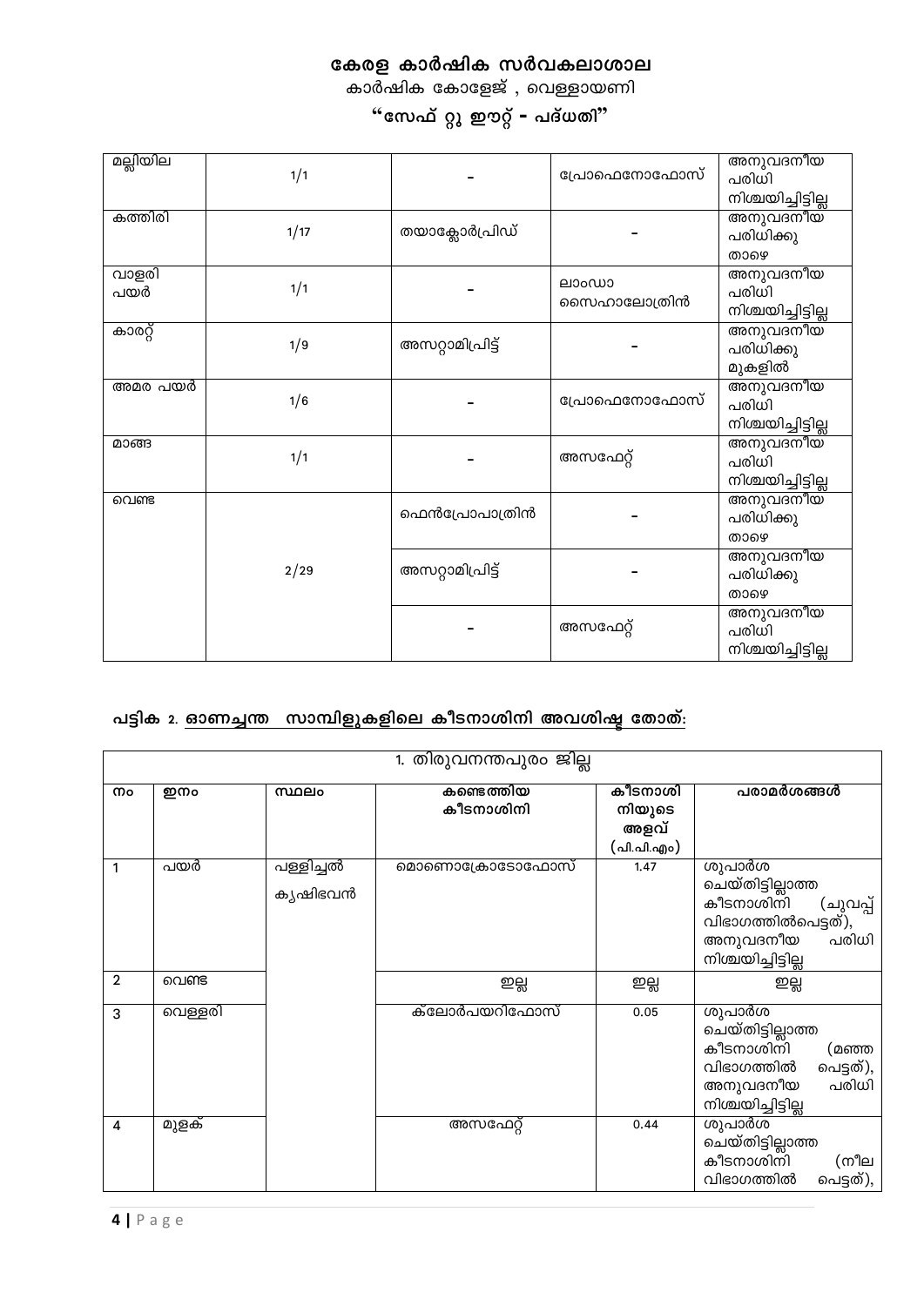# കേരള കാർഷിക സർവകലാശാല

കാർഷിക കോളേജ് , വെള്ളായണി

## "സേഫ് റ്റു ഈറ്റ് - പദ്ധതി"

| | | | | |
|---|---|---|---|---|
| മല്ലിയില | 1/1 | - | പ്രോഫെനോഫോസ് | അനുവദനീയ പരിധി നിശ്ചയിച്ചിട്ടില്ല |
| കത്തിരി | 1/17 | തയാക്ലോർപ്രിഡ് | - | അനുവദനീയ പരിധിക്കു താഴെ |
| വാളരി പയർ | 1/1 | - | ലാംഡാ സൈഹാലോത്രിൻ | അനുവദനീയ പരിധി നിശ്ചയിച്ചിട്ടില്ല |
| കാരറ്റ് | 1/9 | അസറ്റാമിപ്രിട്ട് | - | അനുവദനീയ പരിധിക്കു മുകളിൽ |
| അമര പയർ | 1/6 | - | പ്രോഫെനോഫോസ് | അനുവദനീയ പരിധി നിശ്ചയിച്ചിട്ടില്ല |
| മാങ്ങ | 1/1 | - | അസഫേറ്റ് | അനുവദനീയ പരിധി നിശ്ചയിച്ചിട്ടില്ല |
| വെണ്ട | 2/29 | ഫെൻപ്രോപാത്രിൻ | - | അനുവദനീയ പരിധിക്കു താഴെ |
| | | അസറ്റാമിപ്രിട്ട് | - | അനുവദനീയ പരിധിക്കു താഴെ |
| | | - | അസഫേറ്റ് | അനുവദനീയ പരിധി നിശ്ചയിച്ചിട്ടില്ല |

### പട്ടിക 2. ഓണച്ചന്ത സാമ്പിളുകളിലെ കീടനാശിനി അവശിഷ്ട തോത്:

| 1. തിരുവനന്തപുരം ജില്ല | | | | | |
|---|---|---|---|---|---|
| നം | ഇനം | സ്ഥലം | കണ്ടെത്തിയ കീടനാശിനി | കീടനാശിനിയുടെ അളവ് (പി.പി.എം) | പരാമർശങ്ങൾ |
| 1 | പയർ | പള്ളിച്ചൽ കൃഷിഭവൻ | മൊണൊക്രോടോഫോസ് | 1.47 | ശുപാർശ ചെയ്തിട്ടില്ലാത്ത കീടനാശിനി (ചുവപ്പ് വിഭാഗത്തിൽപെട്ടത്), അനുവദനീയ പരിധി നിശ്ചയിച്ചിട്ടില്ല |
| 2 | വെണ്ട | | ഇല്ല | ഇല്ല | ഇല്ല |
| 3 | വെള്ളരി | | ക്ലോർപയറിഫോസ് | 0.05 | ശുപാർശ ചെയ്തിട്ടില്ലാത്ത കീടനാശിനി (മഞ്ഞ വിഭാഗത്തിൽ പെട്ടത്), അനുവദനീയ പരിധി നിശ്ചയിച്ചിട്ടില്ല |
| 4 | മുളക് | | അസഫേറ്റ് | 0.44 | ശുപാർശ ചെയ്തിട്ടില്ലാത്ത കീടനാശിനി (നീല വിഭാഗത്തിൽ പെട്ടത്), |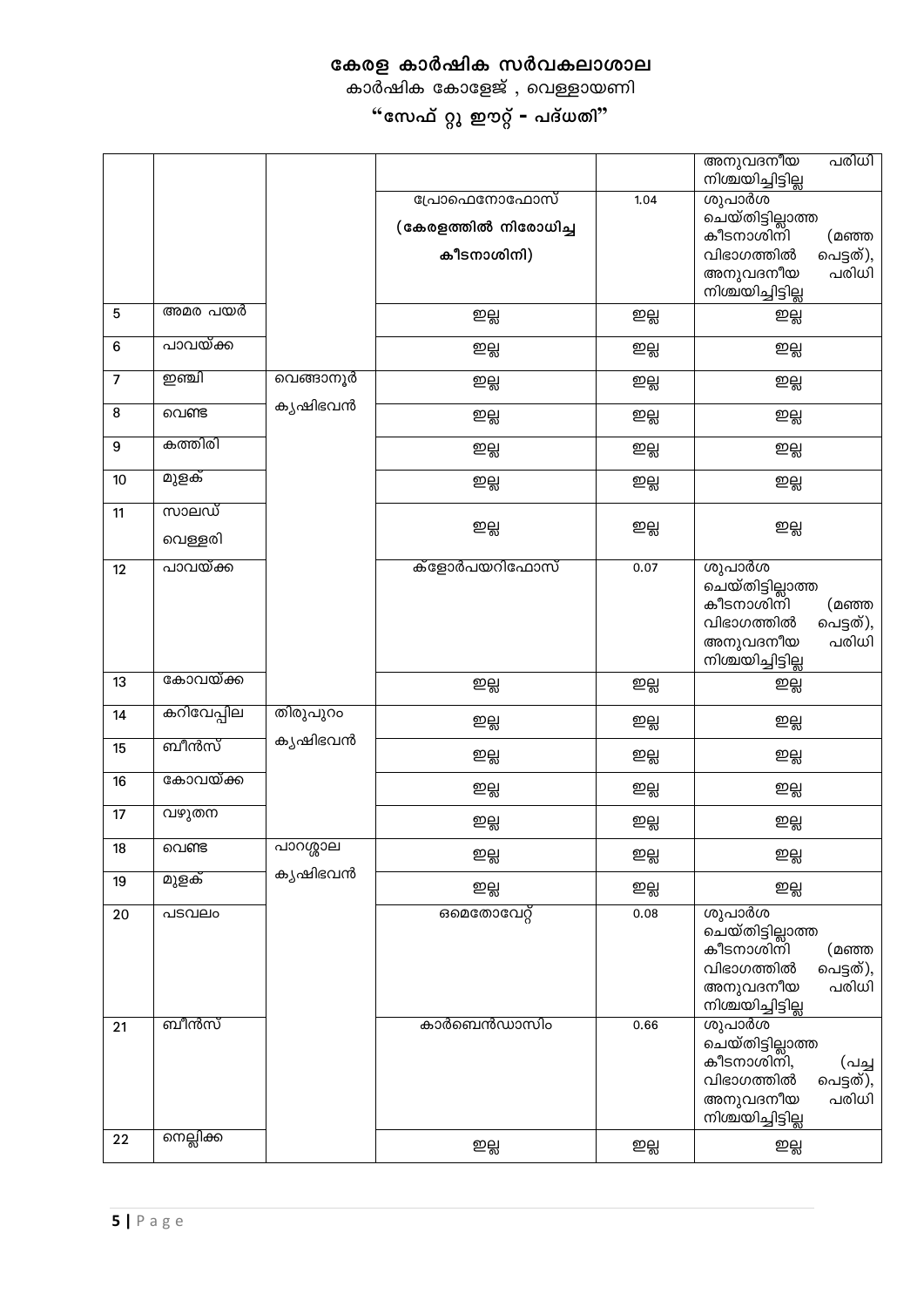# കേരള കാർഷിക സർവകലാശാല

## കാർഷിക കോളേജ് , വെള്ളായണി

## "സേഫ് റ്റു ഈറ്റ് - പദ്ധതി"

| | | | | | |
|---|---|---|---|---|---|
| | | | | | അനുവദനീയ പരിധി നിശ്ചയിച്ചിട്ടില്ല |
| | | | പ്രോഫെനോഫോസ് (കേരളത്തിൽ നിരോധിച്ച കീടനാശിനി) | 1.04 | ശുപാർശ ചെയ്തിട്ടില്ലാത്ത കീടനാശിനി (മഞ്ഞ വിഭാഗത്തിൽ പെട്ടത്), അനുവദനീയ പരിധി നിശ്ചയിച്ചിട്ടില്ല |
| 5 | അമര പയർ | | ഇല്ല | ഇല്ല | ഇല്ല |
| 6 | പാവയ്ക്ക | | ഇല്ല | ഇല്ല | ഇല്ല |
| 7 | ഇഞ്ചി | വെങ്ങാനൂർ കൃഷിഭവൻ | ഇല്ല | ഇല്ല | ഇല്ല |
| 8 | വെണ്ട | | ഇല്ല | ഇല്ല | ഇല്ല |
| 9 | കത്തിരി | | ഇല്ല | ഇല്ല | ഇല്ല |
| 10 | മുളക് | | ഇല്ല | ഇല്ല | ഇല്ല |
| 11 | സാലഡ് വെള്ളരി | | ഇല്ല | ഇല്ല | ഇല്ല |
| 12 | പാവയ്ക്ക | | ക്ളോർപയറിഫോസ് | 0.07 | ശുപാർശ ചെയ്തിട്ടില്ലാത്ത കീടനാശിനി (മഞ്ഞ വിഭാഗത്തിൽ പെട്ടത്), അനുവദനീയ പരിധി നിശ്ചയിച്ചിട്ടില്ല |
| 13 | കോവയ്ക്ക | | ഇല്ല | ഇല്ല | ഇല്ല |
| 14 | കറിവേപ്പില | തിരുപുറം കൃഷിഭവൻ | ഇല്ല | ഇല്ല | ഇല്ല |
| 15 | ബീൻസ് | | ഇല്ല | ഇല്ല | ഇല്ല |
| 16 | കോവയ്ക്ക | | ഇല്ല | ഇല്ല | ഇല്ല |
| 17 | വഴുതന | | ഇല്ല | ഇല്ല | ഇല്ല |
| 18 | വെണ്ട | പാറശ്ശാല കൃഷിഭവൻ | ഇല്ല | ഇല്ല | ഇല്ല |
| 19 | മുളക് | | ഇല്ല | ഇല്ല | ഇല്ല |
| 20 | പടവലം | | ഒമെതോവേറ്റ് | 0.08 | ശുപാർശ ചെയ്തിട്ടില്ലാത്ത കീടനാശിനി (മഞ്ഞ വിഭാഗത്തിൽ പെട്ടത്), അനുവദനീയ പരിധി നിശ്ചയിച്ചിട്ടില്ല |
| 21 | ബീൻസ് | | കാർബെൻഡാസിം | 0.66 | ശുപാർശ ചെയ്തിട്ടില്ലാത്ത കീടനാശിനി, (പച്ച വിഭാഗത്തിൽ പെട്ടത്), അനുവദനീയ പരിധി നിശ്ചയിച്ചിട്ടില്ല |
| 22 | നെല്ലിക്ക | | ഇല്ല | ഇല്ല | ഇല്ല |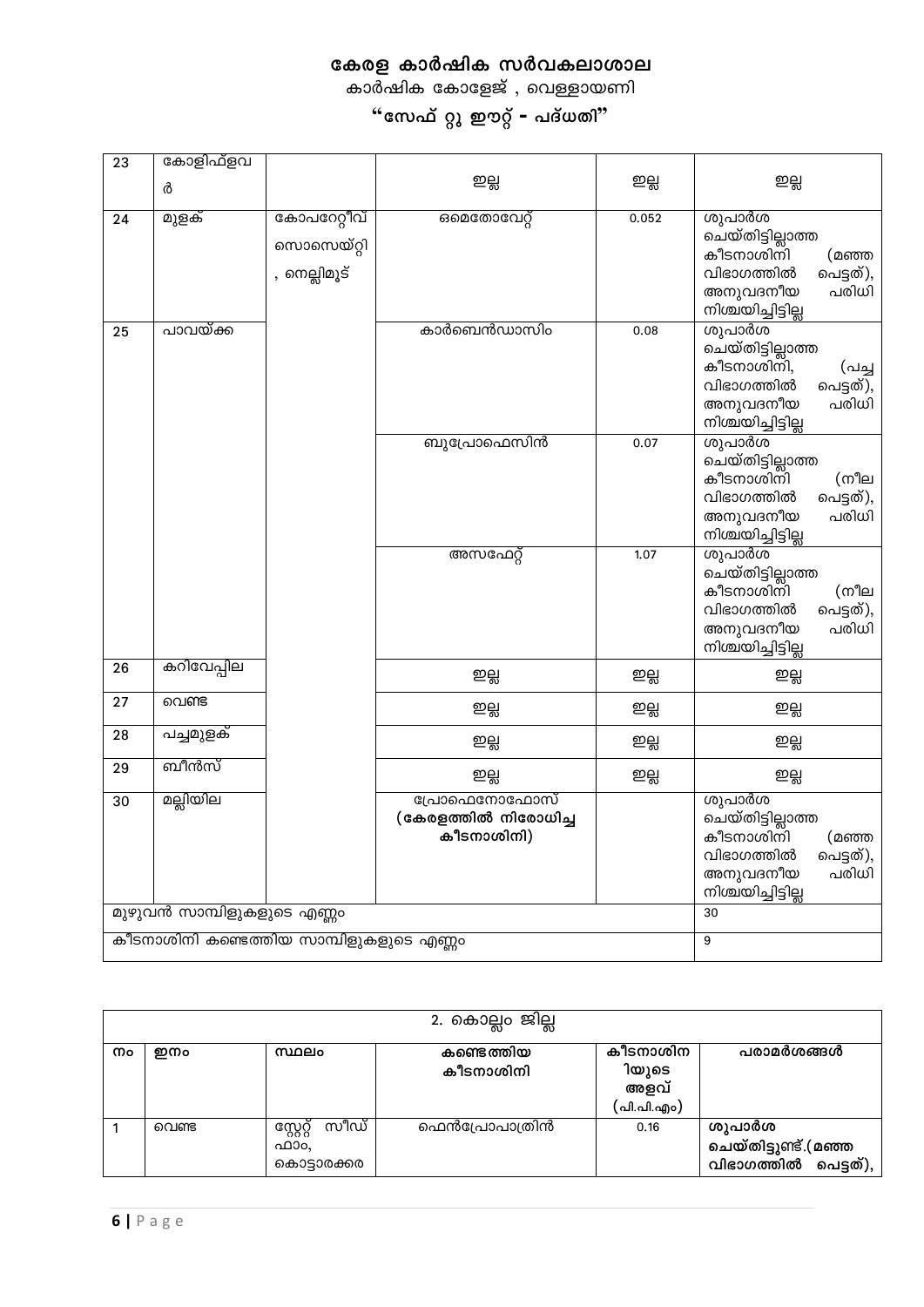# കേരള കാർഷിക സർവകലാശാല

കാർഷിക കോളേജ് , വെള്ളായണി

**"സേഫ് റ്റു ഈറ്റ് - പദ്ധതി"**

| | | | | | |
|---|---|---|---|---|---|
| 23 | കോളിഫ്ളവർ | | ഇല്ല | ഇല്ല | ഇല്ല |
| 24 | മുളക് | കോപറേറ്റീവ് സൊസൈറ്റി , നെല്ലിമൂട് | ഒമെതോവേറ്റ് | 0.052 | ശുപാർശ ചെയ്തിട്ടില്ലാത്ത കീടനാശിനി (മഞ്ഞ വിഭാഗത്തിൽ പെട്ടത്), അനുവദനീയ പരിധി നിശ്ചയിച്ചിട്ടില്ല |
| 25 | പാവയ്ക്ക | | കാർബെൻഡാസിം | 0.08 | ശുപാർശ ചെയ്തിട്ടില്ലാത്ത കീടനാശിനി, (പച്ച വിഭാഗത്തിൽ പെട്ടത്), അനുവദനീയ പരിധി നിശ്ചയിച്ചിട്ടില്ല |
| | | | ബുപ്രോഫെസിൻ | 0.07 | ശുപാർശ ചെയ്തിട്ടില്ലാത്ത കീടനാശിനി (നീല വിഭാഗത്തിൽ പെട്ടത്), അനുവദനീയ പരിധി നിശ്ചയിച്ചിട്ടില്ല |
| | | | അസഫേറ്റ് | 1.07 | ശുപാർശ ചെയ്തിട്ടില്ലാത്ത കീടനാശിനി (നീല വിഭാഗത്തിൽ പെട്ടത്), അനുവദനീയ പരിധി നിശ്ചയിച്ചിട്ടില്ല |
| 26 | കറിവേപ്പില | | ഇല്ല | ഇല്ല | ഇല്ല |
| 27 | വെണ്ട | | ഇല്ല | ഇല്ല | ഇല്ല |
| 28 | പച്ചമുളക് | | ഇല്ല | ഇല്ല | ഇല്ല |
| 29 | ബീൻസ് | | ഇല്ല | ഇല്ല | ഇല്ല |
| 30 | മല്ലിയില | | പ്രോഫെനോഫോസ് **(കേരളത്തിൽ നിരോധിച്ച കീടനാശിനി)** | | ശുപാർശ ചെയ്തിട്ടില്ലാത്ത കീടനാശിനി (മഞ്ഞ വിഭാഗത്തിൽ പെട്ടത്), അനുവദനീയ പരിധി നിശ്ചയിച്ചിട്ടില്ല |
| മുഴുവൻ സാമ്പിളുകളുടെ എണ്ണം | | | | | 30 |
| കീടനാശിനി കണ്ടെത്തിയ സാമ്പിളുകളുടെ എണ്ണം | | | | | 9 |

| 2. കൊല്ലം ജില്ല | | | | | |
|---|---|---|---|---|---|
| **നം** | **ഇനം** | **സ്ഥലം** | **കണ്ടെത്തിയ കീടനാശിനി** | **കീടനാശിനിയുടെ അളവ് (പി.പി.എം)** | **പരാമർശങ്ങൾ** |
| 1 | വെണ്ട | സ്റ്റേറ്റ് സീഡ് ഫാം, കൊട്ടാരക്കര | ഫെൻപ്രോപാത്രിൻ | 0.16 | **ശുപാർശ ചെയ്തിട്ടുണ്ട്.(മഞ്ഞ വിഭാഗത്തിൽ പെട്ടത്),** |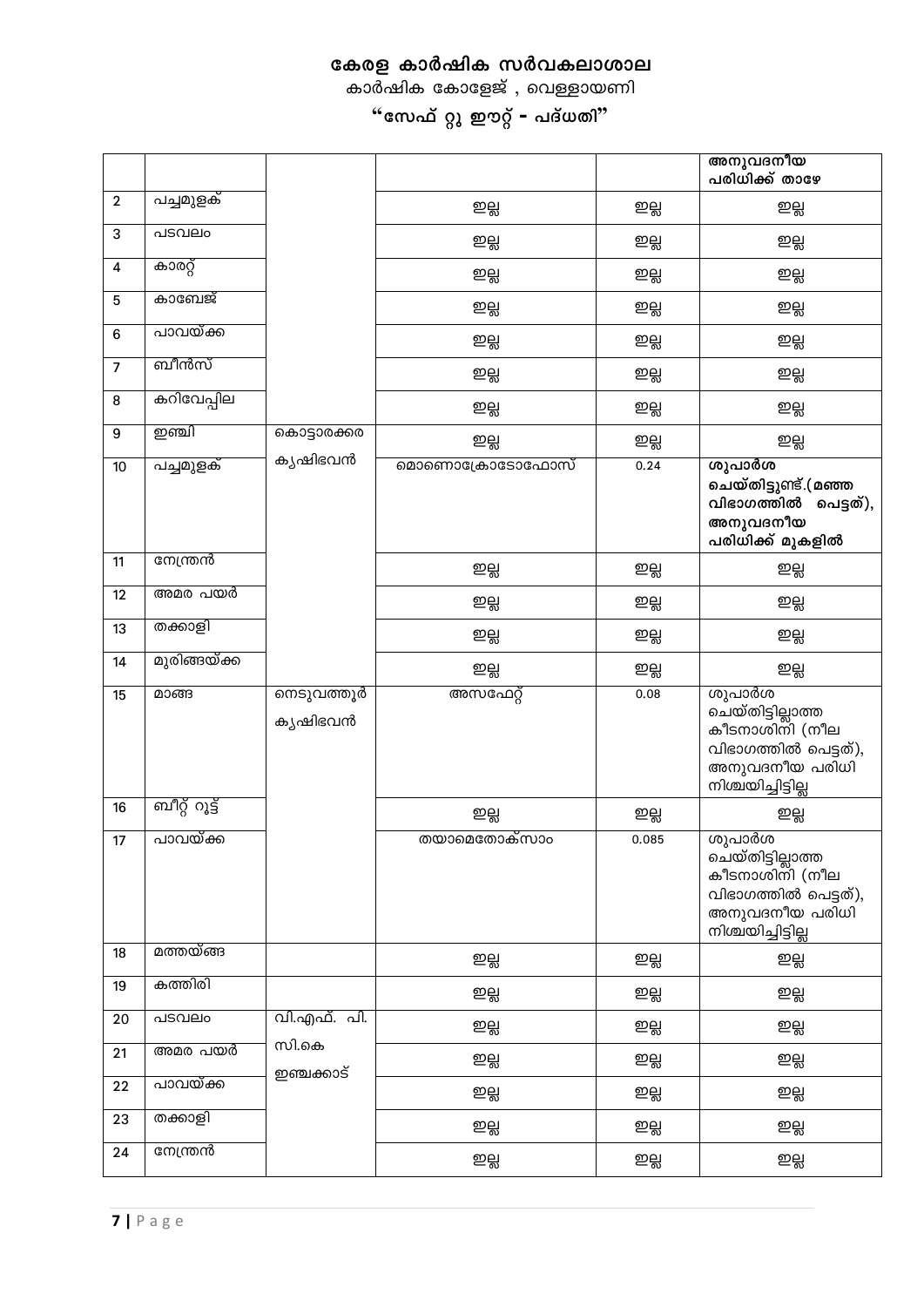# കേരള കാർഷിക സർവകലാശാല

കാർഷിക കോളേജ് , വെള്ളായണി

## "സേഫ് റ്റു ഈറ്റ് - പദ്ധതി"

| | | | | | |
|---|---|---|---|---|---|
| | | | | | അനുവദനീയ പരിധിക്ക് താഴേ |
| 2 | പച്ചമുളക് | | ഇല്ല | ഇല്ല | ഇല്ല |
| 3 | പടവലം | | ഇല്ല | ഇല്ല | ഇല്ല |
| 4 | കാരറ്റ് | | ഇല്ല | ഇല്ല | ഇല്ല |
| 5 | കാബേജ് | | ഇല്ല | ഇല്ല | ഇല്ല |
| 6 | പാവയ്ക്ക | | ഇല്ല | ഇല്ല | ഇല്ല |
| 7 | ബീൻസ് | | ഇല്ല | ഇല്ല | ഇല്ല |
| 8 | കറിവേപ്പില | | ഇല്ല | ഇല്ല | ഇല്ല |
| 9 | ഇഞ്ചി | കൊട്ടാരക്കര കൃഷിഭവൻ | ഇല്ല | ഇല്ല | ഇല്ല |
| 10 | പച്ചമുളക് | | മൊണൊക്രോടോഫോസ് | 0.24 | **ശുപാർശ ചെയ്തിട്ടുണ്ട്.(മഞ്ഞ വിഭാഗത്തിൽ പെട്ടത്), അനുവദനീയ പരിധിക്ക് മുകളിൽ** |
| 11 | നേന്ത്രൻ | | ഇല്ല | ഇല്ല | ഇല്ല |
| 12 | അമര പയർ | | ഇല്ല | ഇല്ല | ഇല്ല |
| 13 | തക്കാളി | | ഇല്ല | ഇല്ല | ഇല്ല |
| 14 | മുരിങ്ങയ്ക്ക | | ഇല്ല | ഇല്ല | ഇല്ല |
| 15 | മാങ്ങ | നെടുവത്തൂർ കൃഷിഭവൻ | അസഫേറ്റ് | 0.08 | ശുപാർശ ചെയ്തിട്ടില്ലാത്ത കീടനാശിനി (നീല വിഭാഗത്തിൽ പെട്ടത്), അനുവദനീയ പരിധി നിശ്ചയിച്ചിട്ടില്ല |
| 16 | ബീറ്റ് റൂട്ട് | | ഇല്ല | ഇല്ല | ഇല്ല |
| 17 | പാവയ്ക്ക | | തയാമെതോക്സാം | 0.085 | ശുപാർശ ചെയ്തിട്ടില്ലാത്ത കീടനാശിനി (നീല വിഭാഗത്തിൽ പെട്ടത്), അനുവദനീയ പരിധി നിശ്ചയിച്ചിട്ടില്ല |
| 18 | മത്തയ്ങ്ങ | | ഇല്ല | ഇല്ല | ഇല്ല |
| 19 | കത്തിരി | | ഇല്ല | ഇല്ല | ഇല്ല |
| 20 | പടവലം | വി.എഫ്. പി. സി.കെ ഇഞ്ചക്കാട് | ഇല്ല | ഇല്ല | ഇല്ല |
| 21 | അമര പയർ | | ഇല്ല | ഇല്ല | ഇല്ല |
| 22 | പാവയ്ക്ക | | ഇല്ല | ഇല്ല | ഇല്ല |
| 23 | തക്കാളി | | ഇല്ല | ഇല്ല | ഇല്ല |
| 24 | നേന്ത്രൻ | | ഇല്ല | ഇല്ല | ഇല്ല |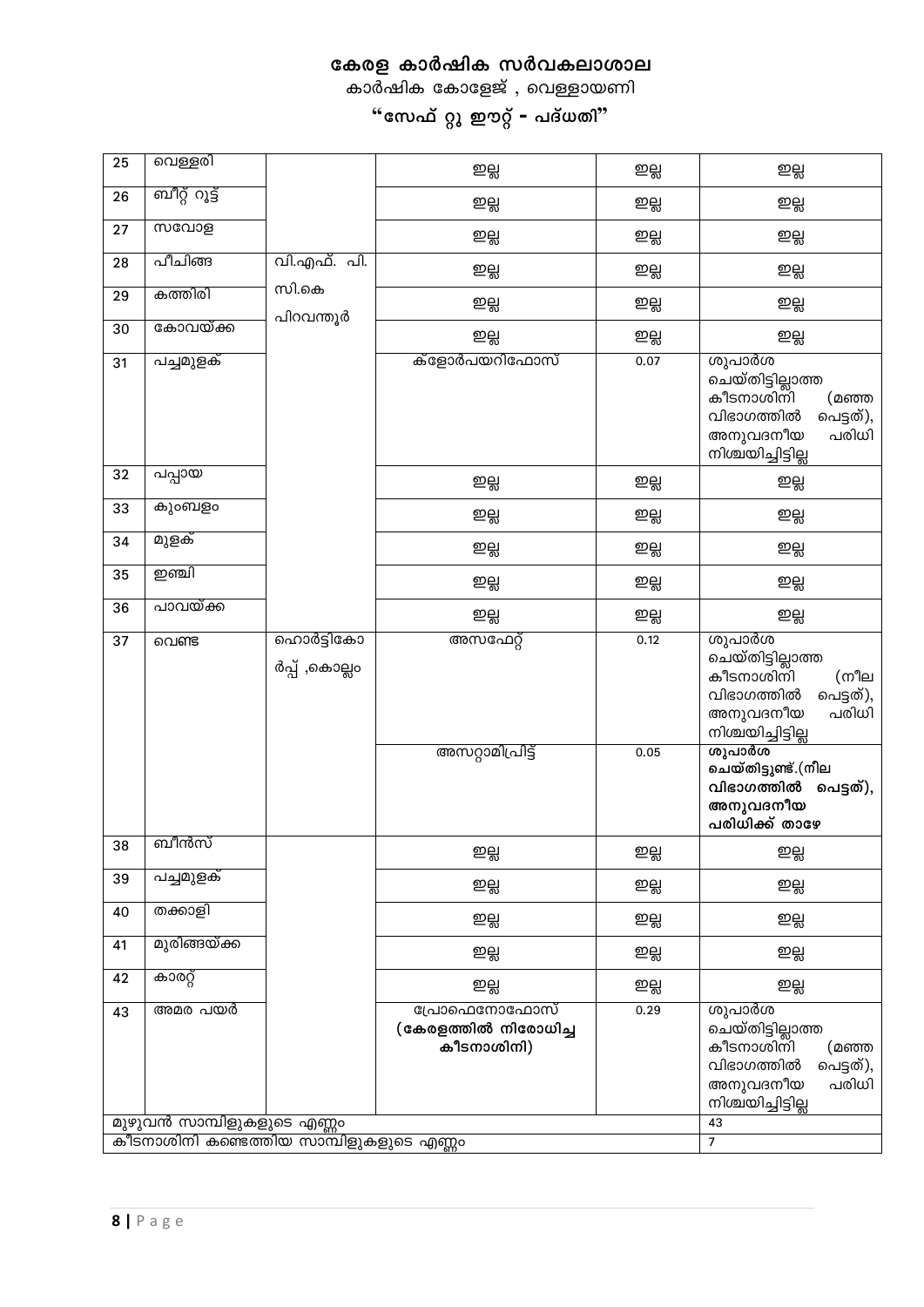# കേരള കാർഷിക സർവകലാശാല

കാർഷിക കോളേജ് , വെള്ളായണി

## "സേഫ് റ്റു ഈറ്റ് - പദ്ധതി"

| 25 | വെള്ളരി | വി.എഫ്. പി. സി.കെ പിറവന്തൂർ | ഇല്ല | ഇല്ല | ഇല്ല |
|---|---|---|---|---|---|
| 26 | ബീറ്റ് റൂട്ട് | | ഇല്ല | ഇല്ല | ഇല്ല |
| 27 | സവോള | | ഇല്ല | ഇല്ല | ഇല്ല |
| 28 | പീചിങ്ങ | | ഇല്ല | ഇല്ല | ഇല്ല |
| 29 | കത്തിരി | | ഇല്ല | ഇല്ല | ഇല്ല |
| 30 | കോവയ്ക്ക | | ഇല്ല | ഇല്ല | ഇല്ല |
| 31 | പച്ചമുളക് | | ക്ളോർപയറിഫോസ് | 0.07 | ശുപാർശ ചെയ്തിട്ടില്ലാത്ത കീടനാശിനി (മഞ്ഞ വിഭാഗത്തിൽ പെട്ടത്), അനുവദനീയ പരിധി നിശ്ചയിച്ചിട്ടില്ല |
| 32 | പപ്പായ | | ഇല്ല | ഇല്ല | ഇല്ല |
| 33 | കുംബളം | | ഇല്ല | ഇല്ല | ഇല്ല |
| 34 | മുളക് | | ഇല്ല | ഇല്ല | ഇല്ല |
| 35 | ഇഞ്ചി | | ഇല്ല | ഇല്ല | ഇല്ല |
| 36 | പാവയ്ക്ക | | ഇല്ല | ഇല്ല | ഇല്ല |
| 37 | വെണ്ട | ഹൊർട്ടികോർപ്പ് ,കൊല്ലം | അസഫേറ്റ് | 0.12 | ശുപാർശ ചെയ്തിട്ടില്ലാത്ത കീടനാശിനി (നീല വിഭാഗത്തിൽ പെട്ടത്), അനുവദനീയ പരിധി നിശ്ചയിച്ചിട്ടില്ല |
| | | | അസറ്റാമിപ്രിട്ട് | 0.05 | **ശുപാർശ ചെയ്തിട്ടുണ്ട്.(നീല വിഭാഗത്തിൽ പെട്ടത്), അനുവദനീയ പരിധിക്ക് താഴേ** |
| 38 | ബീൻസ് | | ഇല്ല | ഇല്ല | ഇല്ല |
| 39 | പച്ചമുളക് | | ഇല്ല | ഇല്ല | ഇല്ല |
| 40 | തക്കാളി | | ഇല്ല | ഇല്ല | ഇല്ല |
| 41 | മുരിങ്ങയ്ക്ക | | ഇല്ല | ഇല്ല | ഇല്ല |
| 42 | കാരറ്റ് | | ഇല്ല | ഇല്ല | ഇല്ല |
| 43 | അമര പയർ | | പ്രൊഫെനോഫോസ് **(കേരളത്തിൽ നിരോധിച്ച കീടനാശിനി)** | 0.29 | ശുപാർശ ചെയ്തിട്ടില്ലാത്ത കീടനാശിനി (മഞ്ഞ വിഭാഗത്തിൽ പെട്ടത്), അനുവദനീയ പരിധി നിശ്ചയിച്ചിട്ടില്ല |
| മുഴുവൻ സാമ്പിളുകളുടെ എണ്ണം | | | | | 43 |
| കീടനാശിനി കണ്ടെത്തിയ സാമ്പിളുകളുടെ എണ്ണം | | | | | 7 |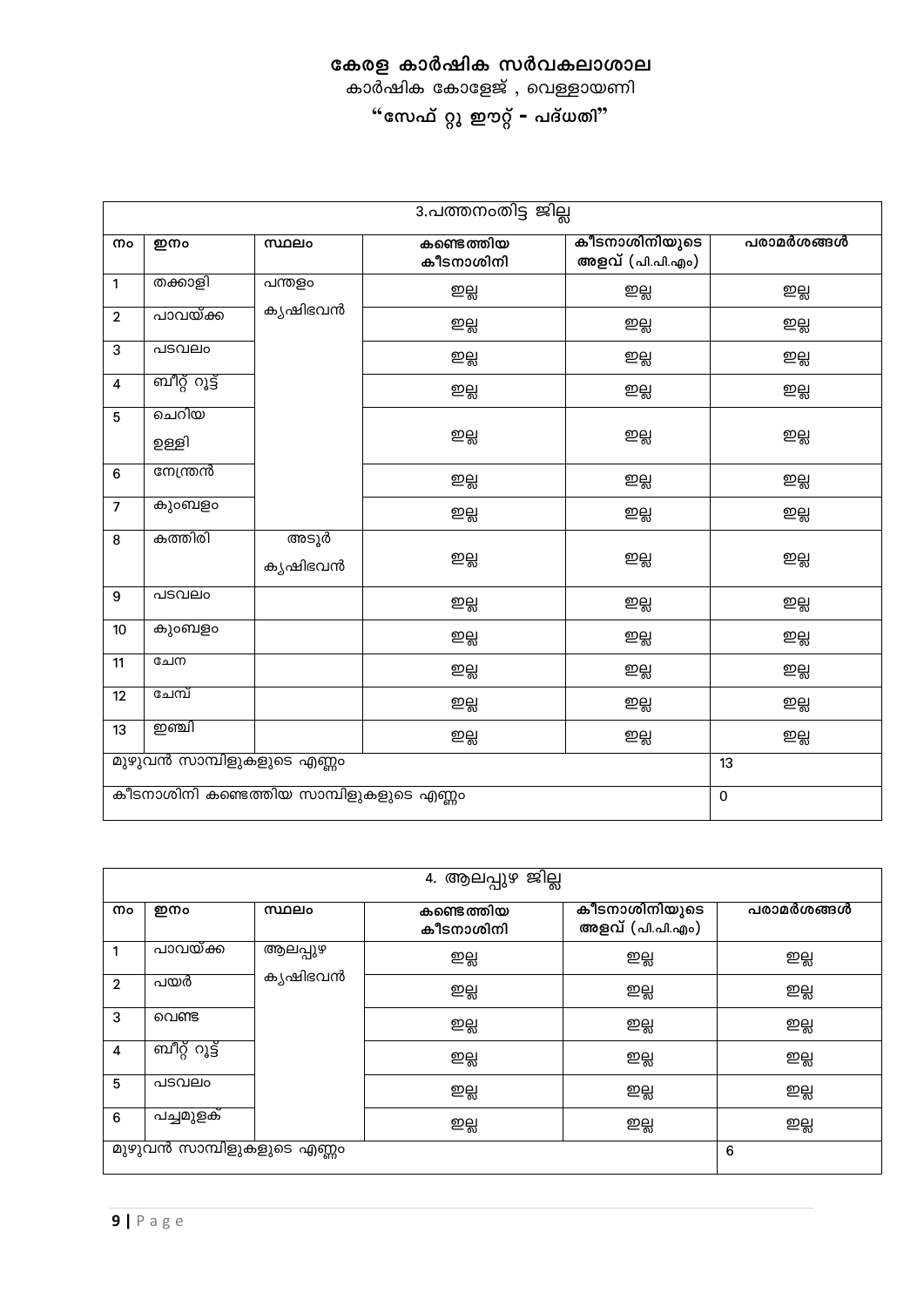# കേരള കാർഷിക സർവകലാശാല

കാർഷിക കോളേജ് , വെള്ളായണി

**"സേഫ് റ്റു ഈററ് - പദ്ധതി"**

| 3.പത്തനംതിട്ട ജില്ല | | | | | |
|---|---|---|---|---|---|
| നം | ഇനം | സ്ഥലം | കണ്ടെത്തിയ കീടനാശിനി | കീടനാശിനിയുടെ അളവ് (പി.പി.എം) | പരാമർശങ്ങൾ |
| 1 | തക്കാളി | പന്തളം കൃഷിഭവൻ | ഇല്ല | ഇല്ല | ഇല്ല |
| 2 | പാവയ്ക്ക | | ഇല്ല | ഇല്ല | ഇല്ല |
| 3 | പടവലം | | ഇല്ല | ഇല്ല | ഇല്ല |
| 4 | ബീറ്റ് റൂട്ട് | | ഇല്ല | ഇല്ല | ഇല്ല |
| 5 | ചെറിയ ഉള്ളി | | ഇല്ല | ഇല്ല | ഇല്ല |
| 6 | നേന്ത്രൻ | | ഇല്ല | ഇല്ല | ഇല്ല |
| 7 | കുംബളം | | ഇല്ല | ഇല്ല | ഇല്ല |
| 8 | കത്തിരി | അടൂർ കൃഷിഭവൻ | ഇല്ല | ഇല്ല | ഇല്ല |
| 9 | പടവലം | | ഇല്ല | ഇല്ല | ഇല്ല |
| 10 | കുംബളം | | ഇല്ല | ഇല്ല | ഇല്ല |
| 11 | ചേന | | ഇല്ല | ഇല്ല | ഇല്ല |
| 12 | ചേമ്പ് | | ഇല്ല | ഇല്ല | ഇല്ല |
| 13 | ഇഞ്ചി | | ഇല്ല | ഇല്ല | ഇല്ല |
| മുഴുവൻ സാമ്പിളുകളുടെ എണ്ണം | | | | | 13 |
| കീടനാശിനി കണ്ടെത്തിയ സാമ്പിളുകളുടെ എണ്ണം | | | | | 0 |

| 4. ആലപ്പുഴ ജില്ല | | | | | |
|---|---|---|---|---|---|
| നം | ഇനം | സ്ഥലം | കണ്ടെത്തിയ കീടനാശിനി | കീടനാശിനിയുടെ അളവ് (പി.പി.എം) | പരാമർശങ്ങൾ |
| 1 | പാവയ്ക്ക | ആലപ്പുഴ കൃഷിഭവൻ | ഇല്ല | ഇല്ല | ഇല്ല |
| 2 | പയർ | | ഇല്ല | ഇല്ല | ഇല്ല |
| 3 | വെണ്ട | | ഇല്ല | ഇല്ല | ഇല്ല |
| 4 | ബീറ്റ് റൂട്ട് | | ഇല്ല | ഇല്ല | ഇല്ല |
| 5 | പടവലം | | ഇല്ല | ഇല്ല | ഇല്ല |
| 6 | പച്ചമുളക് | | ഇല്ല | ഇല്ല | ഇല്ല |
| മുഴുവൻ സാമ്പിളുകളുടെ എണ്ണം | | | | | 6 |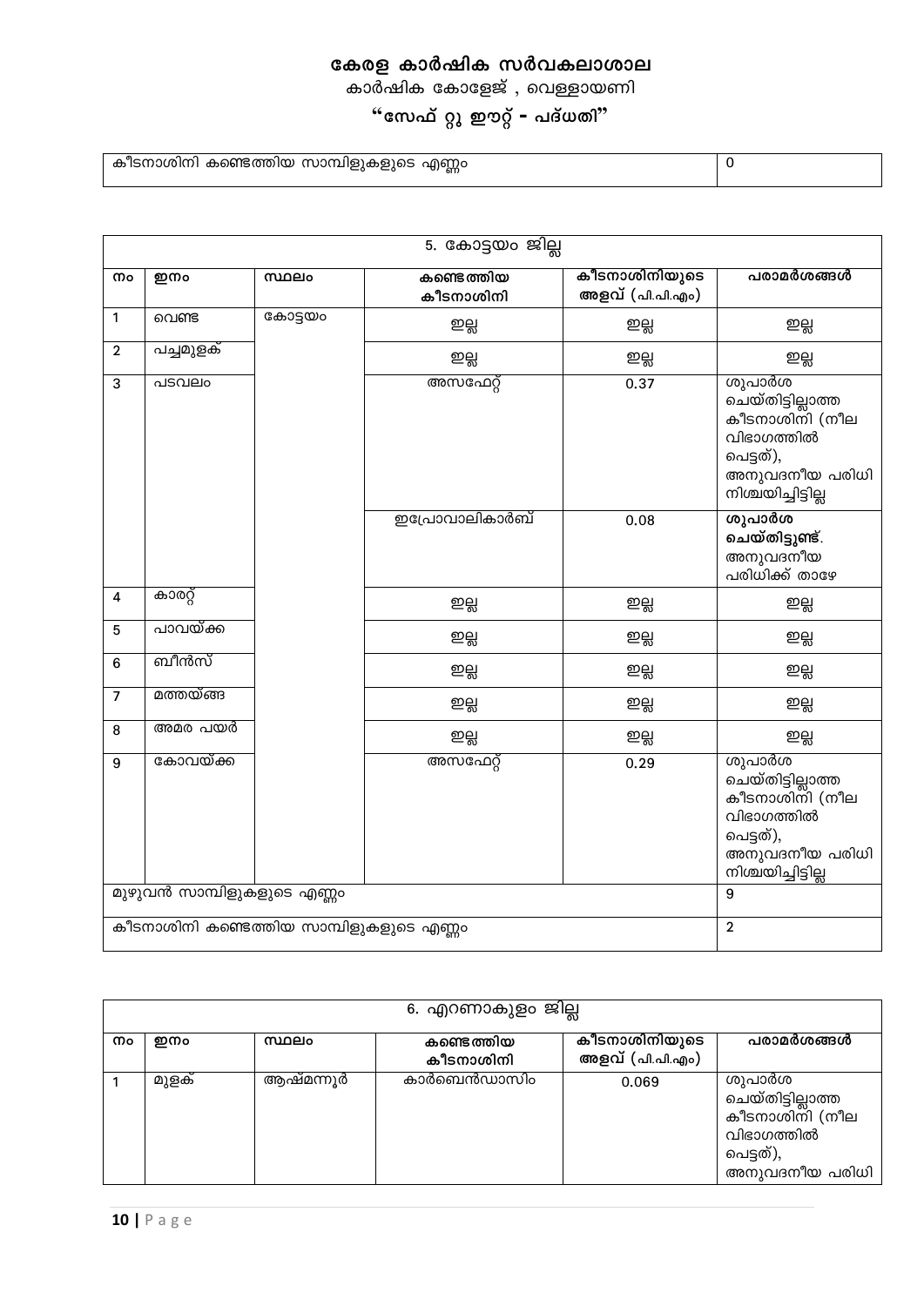# കേരള കാർഷിക സർവകലാശാല

കാർഷിക കോളേജ് , വെള്ളായണി

## "സേഫ് റ്റു ഈറ്റ് - പദ്ധതി"

| കീടനാശിനി കണ്ടെത്തിയ സാമ്പിളുകളുടെ എണ്ണം | 0 |
|---|---|

| 5. കോട്ടയം ജില്ല | | | | | |
|---|---|---|---|---|---|
| **നം** | **ഇനം** | **സ്ഥലം** | **കണ്ടെത്തിയ കീടനാശിനി** | **കീടനാശിനിയുടെ അളവ് (പി.പി.എം)** | **പരാമർശങ്ങൾ** |
| 1 | വെണ്ട | കോട്ടയം | ഇല്ല | ഇല്ല | ഇല്ല |
| 2 | പച്ചമുളക് | | ഇല്ല | ഇല്ല | ഇല്ല |
| 3 | പടവലം | | അസഫേറ്റ് | 0.37 | ശുപാർശ ചെയ്തിട്ടില്ലാത്ത കീടനാശിനി (നീല വിഭാഗത്തിൽ പെട്ടത്), അനുവദനീയ പരിധി നിശ്ചയിച്ചിട്ടില്ല |
| | | | ഇപ്രോവാലികാർബ് | 0.08 | **ശുപാർശ ചെയ്തിട്ടുണ്ട്.** അനുവദനീയ പരിധിക്ക് താഴേ |
| 4 | കാരറ്റ് | | ഇല്ല | ഇല്ല | ഇല്ല |
| 5 | പാവയ്ക്ക | | ഇല്ല | ഇല്ല | ഇല്ല |
| 6 | ബീൻസ് | | ഇല്ല | ഇല്ല | ഇല്ല |
| 7 | മത്തയ്ങ്ങ | | ഇല്ല | ഇല്ല | ഇല്ല |
| 8 | അമര പയർ | | ഇല്ല | ഇല്ല | ഇല്ല |
| 9 | കോവയ്ക്ക | | അസഫേറ്റ് | 0.29 | ശുപാർശ ചെയ്തിട്ടില്ലാത്ത കീടനാശിനി (നീല വിഭാഗത്തിൽ പെട്ടത്), അനുവദനീയ പരിധി നിശ്ചയിച്ചിട്ടില്ല |
| മുഴുവൻ സാമ്പിളുകളുടെ എണ്ണം | | | | | 9 |
| കീടനാശിനി കണ്ടെത്തിയ സാമ്പിളുകളുടെ എണ്ണം | | | | | 2 |

| 6. എറണാകുളം ജില്ല | | | | | |
|---|---|---|---|---|---|
| **നം** | **ഇനം** | **സ്ഥലം** | **കണ്ടെത്തിയ കീടനാശിനി** | **കീടനാശിനിയുടെ അളവ് (പി.പി.എം)** | **പരാമർശങ്ങൾ** |
| 1 | മുളക് | ആഷ്മന്നൂർ | കാർബെൻഡാസിം | 0.069 | ശുപാർശ ചെയ്തിട്ടില്ലാത്ത കീടനാശിനി (നീല വിഭാഗത്തിൽ പെട്ടത്), അനുവദനീയ പരിധി |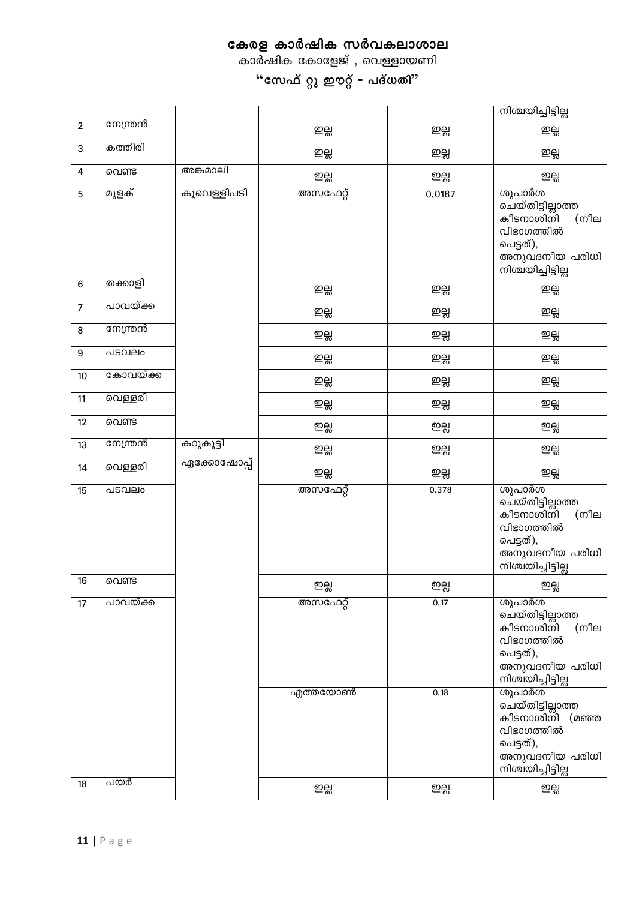# കേരള കാർഷിക സർവകലാശാല

കാർഷിക കോളേജ് , വെള്ളായണി

## "സേഫ് റ്റു ഈറ്റ് - പദ്ധതി"

| | | | | | |
|---|---|---|---|---|---|
| | | | | | നിശ്ചയിച്ചിട്ടില്ല |
| 2 | നേന്ത്രൻ | | ഇല്ല | ഇല്ല | ഇല്ല |
| 3 | കത്തിരി | | ഇല്ല | ഇല്ല | ഇല്ല |
| 4 | വെണ്ട | അങ്കമാലി | ഇല്ല | ഇല്ല | ഇല്ല |
| 5 | മുളക് | കൂവെള്ളിപടി | അസഫേറ്റ് | 0.0187 | ശുപാർശ ചെയ്തിട്ടില്ലാത്ത കീടനാശിനി (നീല വിഭാഗത്തിൽ പെട്ടത്), അനുവദനീയ പരിധി നിശ്ചയിച്ചിട്ടില്ല |
| 6 | തക്കാളി | | ഇല്ല | ഇല്ല | ഇല്ല |
| 7 | പാവയ്ക്ക | | ഇല്ല | ഇല്ല | ഇല്ല |
| 8 | നേന്ത്രൻ | | ഇല്ല | ഇല്ല | ഇല്ല |
| 9 | പടവലം | | ഇല്ല | ഇല്ല | ഇല്ല |
| 10 | കോവയ്ക്ക | | ഇല്ല | ഇല്ല | ഇല്ല |
| 11 | വെള്ളരി | | ഇല്ല | ഇല്ല | ഇല്ല |
| 12 | വെണ്ട | | ഇല്ല | ഇല്ല | ഇല്ല |
| 13 | നേന്ത്രൻ | കറുകുട്ടി ഏക്കോഷോപ്പ് | ഇല്ല | ഇല്ല | ഇല്ല |
| 14 | വെള്ളരി | | ഇല്ല | ഇല്ല | ഇല്ല |
| 15 | പടവലം | | അസഫേറ്റ് | 0.378 | ശുപാർശ ചെയ്തിട്ടില്ലാത്ത കീടനാശിനി (നീല വിഭാഗത്തിൽ പെട്ടത്), അനുവദനീയ പരിധി നിശ്ചയിച്ചിട്ടില്ല |
| 16 | വെണ്ട | | ഇല്ല | ഇല്ല | ഇല്ല |
| 17 | പാവയ്ക്ക | | അസഫേറ്റ് | 0.17 | ശുപാർശ ചെയ്തിട്ടില്ലാത്ത കീടനാശിനി (നീല വിഭാഗത്തിൽ പെട്ടത്), അനുവദനീയ പരിധി നിശ്ചയിച്ചിട്ടില്ല |
| | | | എത്തയോൺ | 0.18 | ശുപാർശ ചെയ്തിട്ടില്ലാത്ത കീടനാശിനി (മഞ്ഞ വിഭാഗത്തിൽ പെട്ടത്), അനുവദനീയ പരിധി നിശ്ചയിച്ചിട്ടില്ല |
| 18 | പയർ | | ഇല്ല | ഇല്ല | ഇല്ല |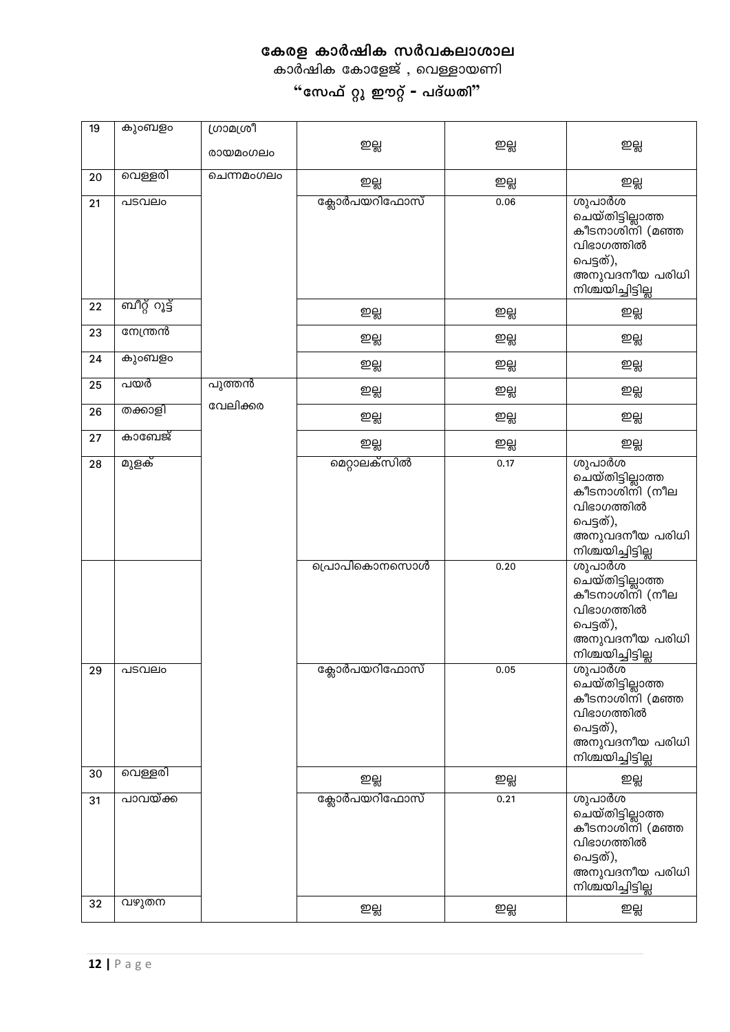# കേരള കാർഷിക സർവകലാശാല

കാർഷിക കോളേജ് , വെള്ളായണി

## "സേഫ് റ്റു ഈറ്റ് - പദ്ധതി"

| | | | | | |
|---|---|---|---|---|---|
| 19 | കുംബളം | ഗ്രാമശ്രീ രായമംഗലം | ഇല്ല | ഇല്ല | ഇല്ല |
| 20 | വെള്ളരി | ചെന്നമംഗലം | ഇല്ല | ഇല്ല | ഇല്ല |
| 21 | പടവലം | | ക്ലോർപയറിഫോസ് | 0.06 | ശുപാർശ ചെയ്തിട്ടില്ലാത്ത കീടനാശിനി (മഞ്ഞ വിഭാഗത്തിൽ പെട്ടത്), അനുവദനീയ പരിധി നിശ്ചയിച്ചിട്ടില്ല |
| 22 | ബീറ്റ് റൂട്ട് | | ഇല്ല | ഇല്ല | ഇല്ല |
| 23 | നേന്ത്രൻ | | ഇല്ല | ഇല്ല | ഇല്ല |
| 24 | കുംബളം | | ഇല്ല | ഇല്ല | ഇല്ല |
| 25 | പയർ | പുത്തൻ വേലിക്കര | ഇല്ല | ഇല്ല | ഇല്ല |
| 26 | തക്കാളി | | ഇല്ല | ഇല്ല | ഇല്ല |
| 27 | കാബേജ് | | ഇല്ല | ഇല്ല | ഇല്ല |
| 28 | മുളക് | | മെറ്റാലക്സിൽ | 0.17 | ശുപാർശ ചെയ്തിട്ടില്ലാത്ത കീടനാശിനി (നീല വിഭാഗത്തിൽ പെട്ടത്), അനുവദനീയ പരിധി നിശ്ചയിച്ചിട്ടില്ല |
| | | | പ്രൊപികൊനസൊൾ | 0.20 | ശുപാർശ ചെയ്തിട്ടില്ലാത്ത കീടനാശിനി (നീല വിഭാഗത്തിൽ പെട്ടത്), അനുവദനീയ പരിധി നിശ്ചയിച്ചിട്ടില്ല |
| 29 | പടവലം | | ക്ലോർപയറിഫോസ് | 0.05 | ശുപാർശ ചെയ്തിട്ടില്ലാത്ത കീടനാശിനി (മഞ്ഞ വിഭാഗത്തിൽ പെട്ടത്), അനുവദനീയ പരിധി നിശ്ചയിച്ചിട്ടില്ല |
| 30 | വെള്ളരി | | ഇല്ല | ഇല്ല | ഇല്ല |
| 31 | പാവയ്ക്ക | | ക്ലോർപയറിഫോസ് | 0.21 | ശുപാർശ ചെയ്തിട്ടില്ലാത്ത കീടനാശിനി (മഞ്ഞ വിഭാഗത്തിൽ പെട്ടത്), അനുവദനീയ പരിധി നിശ്ചയിച്ചിട്ടില്ല |
| 32 | വഴുതന | | ഇല്ല | ഇല്ല | ഇല്ല |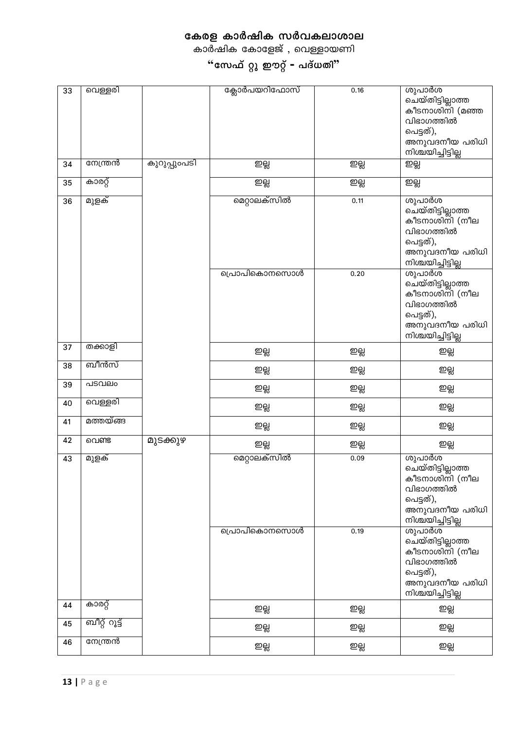# കേരള കാർഷിക സർവകലാശാല

## കാർഷിക കോളേജ് , വെള്ളായണി

## "സേഫ് റ്റു ഈറ്റ് - പദ്ധതി"

| | | | | | |
|---|---|---|---|---|---|
| 33 | വെള്ളരി | | ക്ലോർപയറിഫോസ് | 0.16 | ശുപാർശ ചെയ്തിട്ടില്ലാത്ത കീടനാശിനി (മഞ്ഞ വിഭാഗത്തിൽ പെട്ടത്), അനുവദനീയ പരിധി നിശ്ചയിച്ചിട്ടില്ല |
| 34 | നേന്ത്രൻ | കുറുപ്പുംപടി | ഇല്ല | ഇല്ല | ഇല്ല |
| 35 | കാരറ്റ് | | ഇല്ല | ഇല്ല | ഇല്ല |
| 36 | മുളക് | | മെറ്റാലക്സിൽ | 0.11 | ശുപാർശ ചെയ്തിട്ടില്ലാത്ത കീടനാശിനി (നീല വിഭാഗത്തിൽ പെട്ടത്), അനുവദനീയ പരിധി നിശ്ചയിച്ചിട്ടില്ല |
| | | | പ്രൊപികൊനസൊൾ | 0.20 | ശുപാർശ ചെയ്തിട്ടില്ലാത്ത കീടനാശിനി (നീല വിഭാഗത്തിൽ പെട്ടത്), അനുവദനീയ പരിധി നിശ്ചയിച്ചിട്ടില്ല |
| 37 | തക്കാളി | | ഇല്ല | ഇല്ല | ഇല്ല |
| 38 | ബീൻസ് | | ഇല്ല | ഇല്ല | ഇല്ല |
| 39 | പടവലം | | ഇല്ല | ഇല്ല | ഇല്ല |
| 40 | വെള്ളരി | | ഇല്ല | ഇല്ല | ഇല്ല |
| 41 | മത്തയ്ങ്ങ | | ഇല്ല | ഇല്ല | ഇല്ല |
| 42 | വെണ്ട | മുടക്കുഴ | ഇല്ല | ഇല്ല | ഇല്ല |
| 43 | മുളക് | | മെറ്റാലക്സിൽ | 0.09 | ശുപാർശ ചെയ്തിട്ടില്ലാത്ത കീടനാശിനി (നീല വിഭാഗത്തിൽ പെട്ടത്), അനുവദനീയ പരിധി നിശ്ചയിച്ചിട്ടില്ല |
| | | | പ്രൊപികൊനസൊൾ | 0.19 | ശുപാർശ ചെയ്തിട്ടില്ലാത്ത കീടനാശിനി (നീല വിഭാഗത്തിൽ പെട്ടത്), അനുവദനീയ പരിധി നിശ്ചയിച്ചിട്ടില്ല |
| 44 | കാരറ്റ് | | ഇല്ല | ഇല്ല | ഇല്ല |
| 45 | ബീറ്റ് റൂട്ട് | | ഇല്ല | ഇല്ല | ഇല്ല |
| 46 | നേന്ത്രൻ | | ഇല്ല | ഇല്ല | ഇല്ല |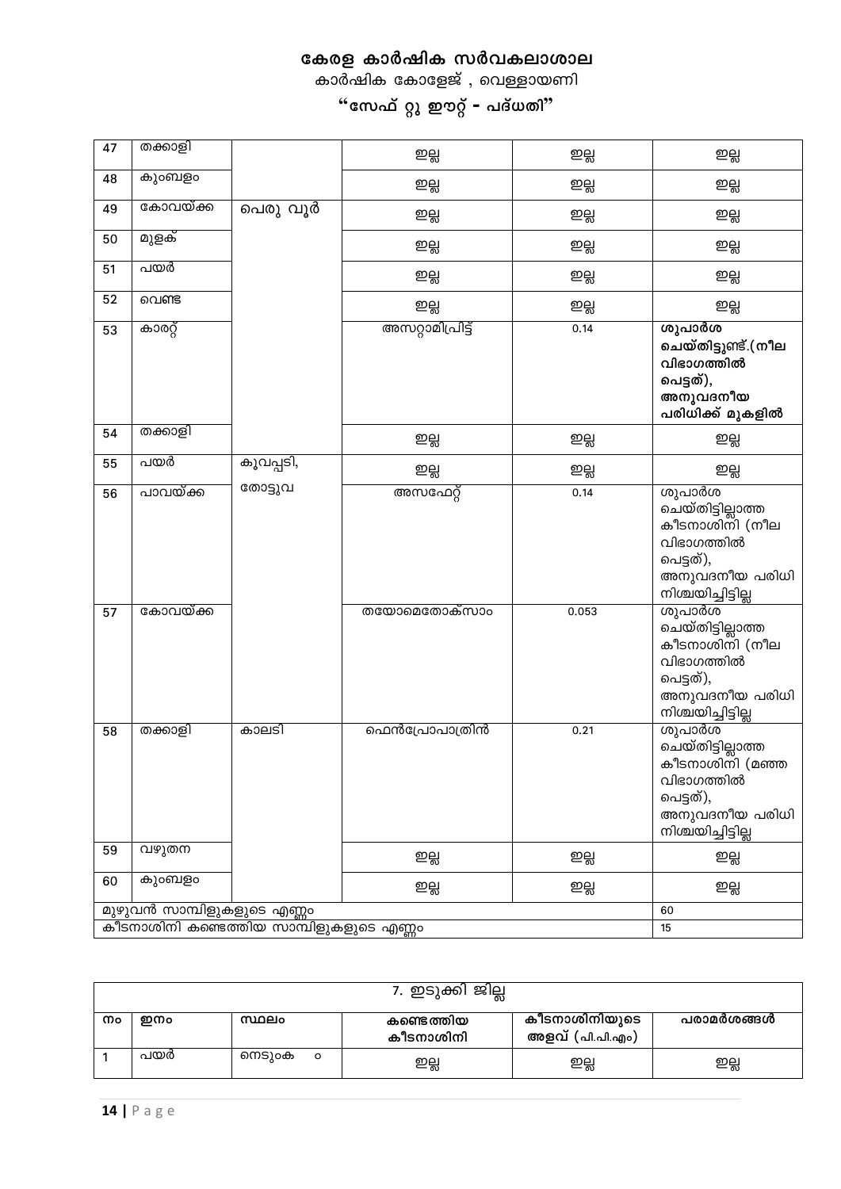# കേരള കാർഷിക സർവകലാശാല

കാർഷിക കോളേജ് , വെള്ളായണി

## "സേഫ് റ്റു ഈറ്റ് - പദ്ധതി"

| | | | | | |
|---|---|---|---|---|---|
| 47 | തക്കാളി | പെരു വൂർ | ഇല്ല | ഇല്ല | ഇല്ല |
| 48 | കുംബളം | | ഇല്ല | ഇല്ല | ഇല്ല |
| 49 | കോവയ്ക്ക | | ഇല്ല | ഇല്ല | ഇല്ല |
| 50 | മുളക് | | ഇല്ല | ഇല്ല | ഇല്ല |
| 51 | പയർ | | ഇല്ല | ഇല്ല | ഇല്ല |
| 52 | വെണ്ട | | ഇല്ല | ഇല്ല | ഇല്ല |
| 53 | കാരറ്റ് | | അസറ്റാമിപ്രിട്ട് | 0.14 | **ശുപാർശ ചെയ്തിട്ടുണ്ട്.(നീല വിഭാഗത്തിൽ പെട്ടത്), അനുവദനീയ പരിധിക്ക് മുകളിൽ** |
| 54 | തക്കാളി | | ഇല്ല | ഇല്ല | ഇല്ല |
| 55 | പയർ | കൂവപ്പടി, തോട്ടുവ | ഇല്ല | ഇല്ല | ഇല്ല |
| 56 | പാവയ്ക്ക | | അസഫേറ്റ് | 0.14 | ശുപാർശ ചെയ്തിട്ടില്ലാത്ത കീടനാശിനി (നീല വിഭാഗത്തിൽ പെട്ടത്), അനുവദനീയ പരിധി നിശ്ചയിച്ചിട്ടില്ല |
| 57 | കോവയ്ക്ക | | തയോമെതോക്സാം | 0.053 | ശുപാർശ ചെയ്തിട്ടില്ലാത്ത കീടനാശിനി (നീല വിഭാഗത്തിൽ പെട്ടത്), അനുവദനീയ പരിധി നിശ്ചയിച്ചിട്ടില്ല |
| 58 | തക്കാളി | കാലടി | ഫെൻപ്രോപാത്രിൻ | 0.21 | ശുപാർശ ചെയ്തിട്ടില്ലാത്ത കീടനാശിനി (മഞ്ഞ വിഭാഗത്തിൽ പെട്ടത്), അനുവദനീയ പരിധി നിശ്ചയിച്ചിട്ടില്ല |
| 59 | വഴുതന | | ഇല്ല | ഇല്ല | ഇല്ല |
| 60 | കുംബളം | | ഇല്ല | ഇല്ല | ഇല്ല |
| മുഴുവൻ സാമ്പിളുകളുടെ എണ്ണം | | | | | 60 |
| കീടനാശിനി കണ്ടെത്തിയ സാമ്പിളുകളുടെ എണ്ണം | | | | | 15 |

| 7. ഇടുക്കി ജില്ല | | | | | |
|---|---|---|---|---|---|
| **നം** | **ഇനം** | **സ്ഥലം** | **കണ്ടെത്തിയ കീടനാശിനി** | **കീടനാശിനിയുടെ അളവ് (പി.പി.എം)** | **പരാമർശങ്ങൾ** |
| 1 | പയർ | നെടുംക ം | ഇല്ല | ഇല്ല | ഇല്ല |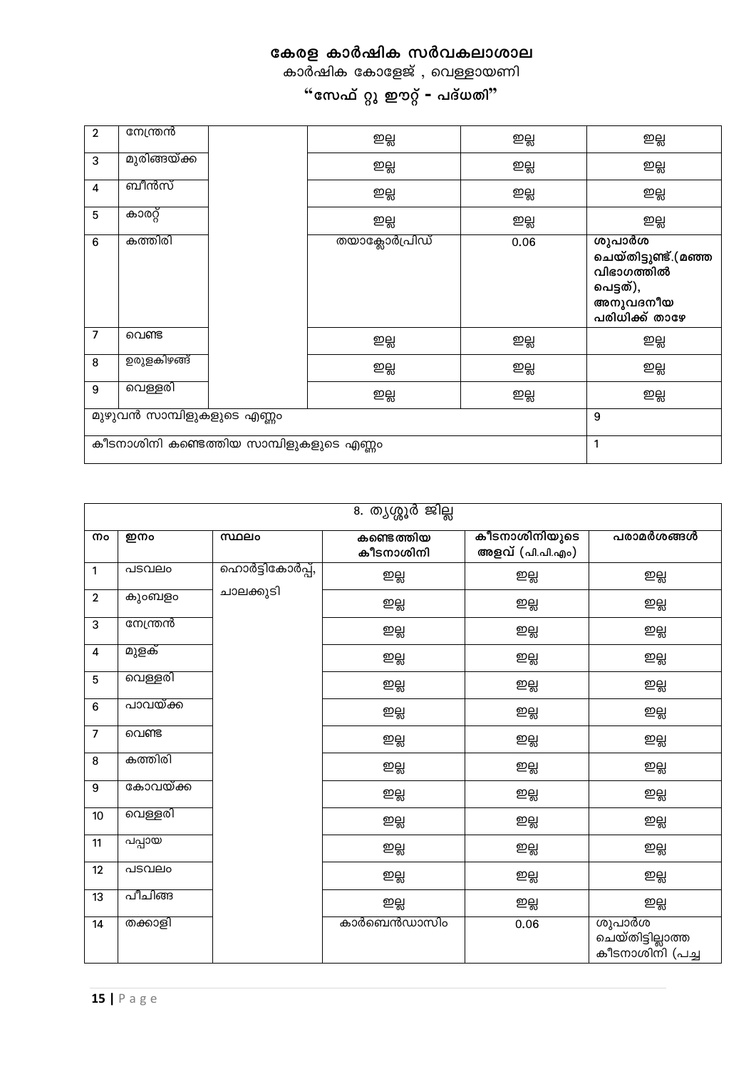# കേരള കാർഷിക സർവകലാശാല

കാർഷിക കോളേജ് , വെള്ളായണി

**"സേഫ് റ്റു ഈറ്റ് - പദ്ധതി"**

| | | | | | |
|---|---|---|---|---|---|
| 2 | നേന്ത്രൻ | | ഇല്ല | ഇല്ല | ഇല്ല |
| 3 | മുരിങ്ങയ്ക്ക | | ഇല്ല | ഇല്ല | ഇല്ല |
| 4 | ബീൻസ് | | ഇല്ല | ഇല്ല | ഇല്ല |
| 5 | കാരറ്റ് | | ഇല്ല | ഇല്ല | ഇല്ല |
| 6 | കത്തിരി | | തയാക്ലോർപ്രിഡ് | 0.06 | **ശുപാർശ ചെയ്തിട്ടുണ്ട്.(മഞ്ഞ വിഭാഗത്തിൽ പെട്ടത്), അനുവദനീയ പരിധിക്ക് താഴേ** |
| 7 | വെണ്ട | | ഇല്ല | ഇല്ല | ഇല്ല |
| 8 | ഉരുളകിഴങ്ങ് | | ഇല്ല | ഇല്ല | ഇല്ല |
| 9 | വെള്ളരി | | ഇല്ല | ഇല്ല | ഇല്ല |
| മുഴുവൻ സാമ്പിളുകളുടെ എണ്ണം | | | | | 9 |
| കീടനാശിനി കണ്ടെത്തിയ സാമ്പിളുകളുടെ എണ്ണം | | | | | 1 |

| 8. തൃശ്ശൂർ ജില്ല | | | | | |
|---|---|---|---|---|---|
| **നം** | **ഇനം** | **സ്ഥലം** | **കണ്ടെത്തിയ കീടനാശിനി** | **കീടനാശിനിയുടെ അളവ് (പി.പി.എം)** | **പരാമർശങ്ങൾ** |
| 1 | പടവലം | ഹൊർട്ടികോർപ്പ്, ചാലക്കുടി | ഇല്ല | ഇല്ല | ഇല്ല |
| 2 | കുംബളം | | ഇല്ല | ഇല്ല | ഇല്ല |
| 3 | നേന്ത്രൻ | | ഇല്ല | ഇല്ല | ഇല്ല |
| 4 | മുളക് | | ഇല്ല | ഇല്ല | ഇല്ല |
| 5 | വെള്ളരി | | ഇല്ല | ഇല്ല | ഇല്ല |
| 6 | പാവയ്ക്ക | | ഇല്ല | ഇല്ല | ഇല്ല |
| 7 | വെണ്ട | | ഇല്ല | ഇല്ല | ഇല്ല |
| 8 | കത്തിരി | | ഇല്ല | ഇല്ല | ഇല്ല |
| 9 | കോവയ്ക്ക | | ഇല്ല | ഇല്ല | ഇല്ല |
| 10 | വെള്ളരി | | ഇല്ല | ഇല്ല | ഇല്ല |
| 11 | പപ്പായ | | ഇല്ല | ഇല്ല | ഇല്ല |
| 12 | പടവലം | | ഇല്ല | ഇല്ല | ഇല്ല |
| 13 | പീചിങ്ങ | | ഇല്ല | ഇല്ല | ഇല്ല |
| 14 | തക്കാളി | | കാർബെൻഡാസിം | 0.06 | ശുപാർശ ചെയ്തിട്ടില്ലാത്ത കീടനാശിനി (പച്ച |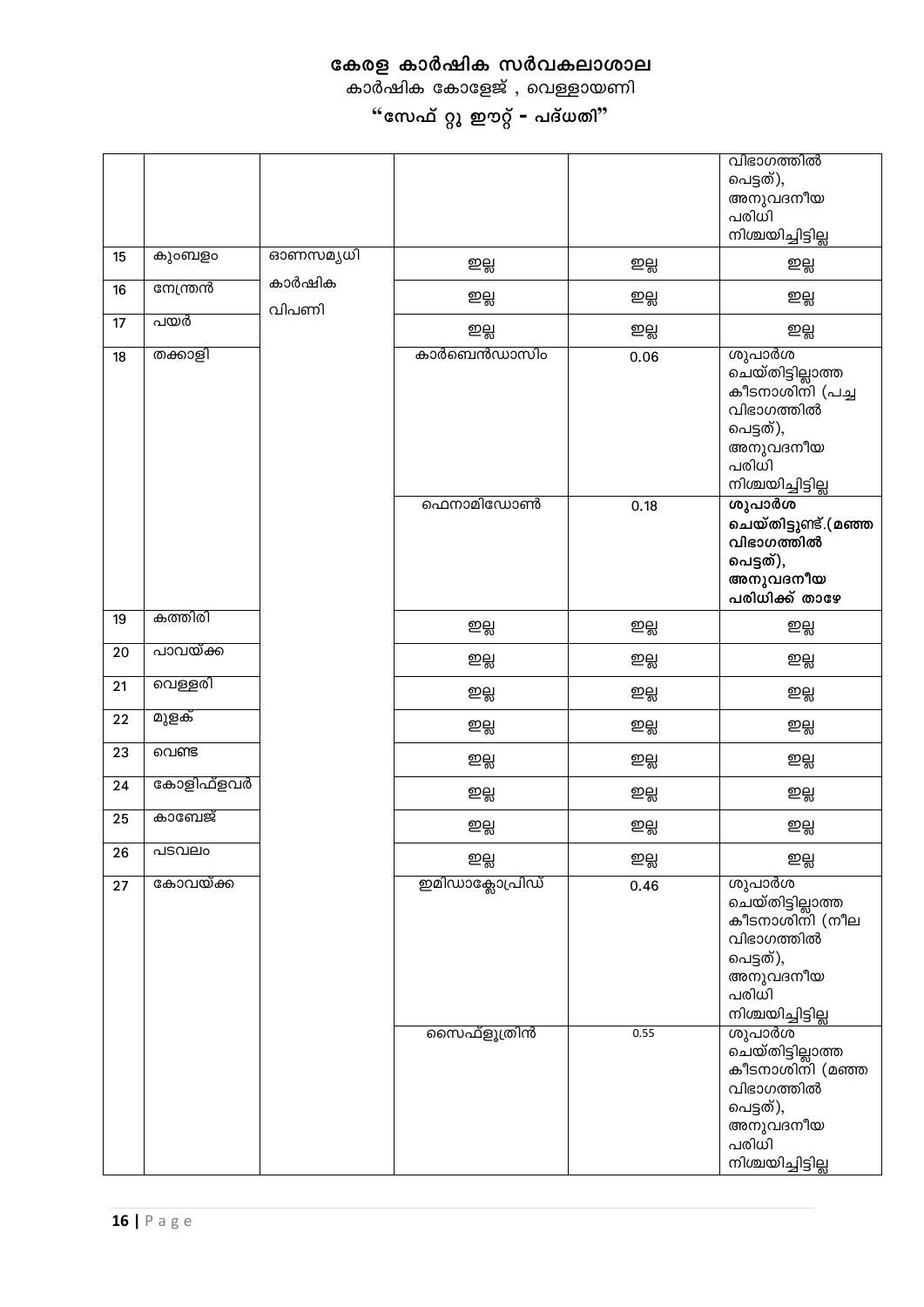# കേരള കാർഷിക സർവകലാശാല

കാർഷിക കോളേജ് , വെള്ളായണി

## "സേഫ് റ്റു ഈറ്റ് - പദ്ധതി"

| | | | | | |
|---|---|---|---|---|---|
| | | | | | വിഭാഗത്തിൽ പെട്ടത്), അനുവദനീയ പരിധി നിശ്ചയിച്ചിട്ടില്ല |
| 15 | കുംബളം | ഓണസമൃധി കാർഷിക വിപണി | ഇല്ല | ഇല്ല | ഇല്ല |
| 16 | നേന്ത്രൻ | | ഇല്ല | ഇല്ല | ഇല്ല |
| 17 | പയർ | | ഇല്ല | ഇല്ല | ഇല്ല |
| 18 | തക്കാളി | | കാർബെൻഡാസിം | 0.06 | ശുപാർശ ചെയ്തിട്ടില്ലാത്ത കീടനാശിനി (പച്ച വിഭാഗത്തിൽ പെട്ടത്), അനുവദനീയ പരിധി നിശ്ചയിച്ചിട്ടില്ല |
| | | | ഫെനാമിഡോൺ | 0.18 | **ശുപാർശ ചെയ്തിട്ടുണ്ട്.(മഞ്ഞ വിഭാഗത്തിൽ പെട്ടത്), അനുവദനീയ പരിധിക്ക് താഴേ** |
| 19 | കത്തിരി | | ഇല്ല | ഇല്ല | ഇല്ല |
| 20 | പാവയ്ക്ക | | ഇല്ല | ഇല്ല | ഇല്ല |
| 21 | വെള്ളരി | | ഇല്ല | ഇല്ല | ഇല്ല |
| 22 | മുളക് | | ഇല്ല | ഇല്ല | ഇല്ല |
| 23 | വെണ്ട | | ഇല്ല | ഇല്ല | ഇല്ല |
| 24 | കോളിഫ്ളവർ | | ഇല്ല | ഇല്ല | ഇല്ല |
| 25 | കാബേജ് | | ഇല്ല | ഇല്ല | ഇല്ല |
| 26 | പടവലം | | ഇല്ല | ഇല്ല | ഇല്ല |
| 27 | കോവയ്ക്ക | | ഇമിഡാക്ലോപ്രിഡ് | 0.46 | ശുപാർശ ചെയ്തിട്ടില്ലാത്ത കീടനാശിനി (നീല വിഭാഗത്തിൽ പെട്ടത്), അനുവദനീയ പരിധി നിശ്ചയിച്ചിട്ടില്ല |
| | | | സൈഫ്ളൂത്രിൻ | 0.55 | ശുപാർശ ചെയ്തിട്ടില്ലാത്ത കീടനാശിനി (മഞ്ഞ വിഭാഗത്തിൽ പെട്ടത്), അനുവദനീയ പരിധി നിശ്ചയിച്ചിട്ടില്ല |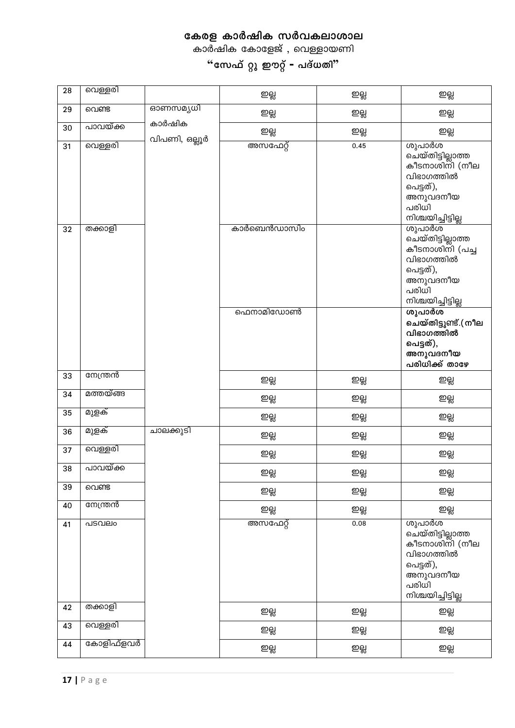**കേരള കാർഷിക സർവകലാശാല**

കാർഷിക കോളേജ് , വെള്ളായണി

**"സേഫ് റ്റു ഈറ്റ് - പദ്ധതി"**

| | | | | | |
|---|---|---|---|---|---|
| 28 | വെള്ളരി | | ഇല്ല | ഇല്ല | ഇല്ല |
| 29 | വെണ്ട | ഓണസമൃധി കാർഷിക വിപണി, ഒല്ലൂർ | ഇല്ല | ഇല്ല | ഇല്ല |
| 30 | പാവയ്ക്ക | | ഇല്ല | ഇല്ല | ഇല്ല |
| 31 | വെള്ളരി | | അസഫേറ്റ് | 0.45 | ശുപാർശ ചെയ്തിട്ടില്ലാത്ത കീടനാശിനി (നീല വിഭാഗത്തിൽ പെട്ടത്), അനുവദനീയ പരിധി നിശ്ചയിച്ചിട്ടില്ല |
| 32 | തക്കാളി | | കാർബെൻഡാസിം | | ശുപാർശ ചെയ്തിട്ടില്ലാത്ത കീടനാശിനി (പച്ച വിഭാഗത്തിൽ പെട്ടത്), അനുവദനീയ പരിധി നിശ്ചയിച്ചിട്ടില്ല |
| | | | ഫെനാമിഡോൺ | | **ശുപാർശ ചെയ്തിട്ടുണ്ട്.(നീല വിഭാഗത്തിൽ പെട്ടത്), അനുവദനീയ പരിധിക്ക് താഴേ** |
| 33 | നേന്ത്രൻ | | ഇല്ല | ഇല്ല | ഇല്ല |
| 34 | മത്തയ്ങ്ങ | | ഇല്ല | ഇല്ല | ഇല്ല |
| 35 | മുളക് | | ഇല്ല | ഇല്ല | ഇല്ല |
| 36 | മുളക് | ചാലക്കുടി | ഇല്ല | ഇല്ല | ഇല്ല |
| 37 | വെള്ളരി | | ഇല്ല | ഇല്ല | ഇല്ല |
| 38 | പാവയ്ക്ക | | ഇല്ല | ഇല്ല | ഇല്ല |
| 39 | വെണ്ട | | ഇല്ല | ഇല്ല | ഇല്ല |
| 40 | നേന്ത്രൻ | | ഇല്ല | ഇല്ല | ഇല്ല |
| 41 | പടവലം | | അസഫേറ്റ് | 0.08 | ശുപാർശ ചെയ്തിട്ടില്ലാത്ത കീടനാശിനി (നീല വിഭാഗത്തിൽ പെട്ടത്), അനുവദനീയ പരിധി നിശ്ചയിച്ചിട്ടില്ല |
| 42 | തക്കാളി | | ഇല്ല | ഇല്ല | ഇല്ല |
| 43 | വെള്ളരി | | ഇല്ല | ഇല്ല | ഇല്ല |
| 44 | കോളിഫ്ളവർ | | ഇല്ല | ഇല്ല | ഇല്ല |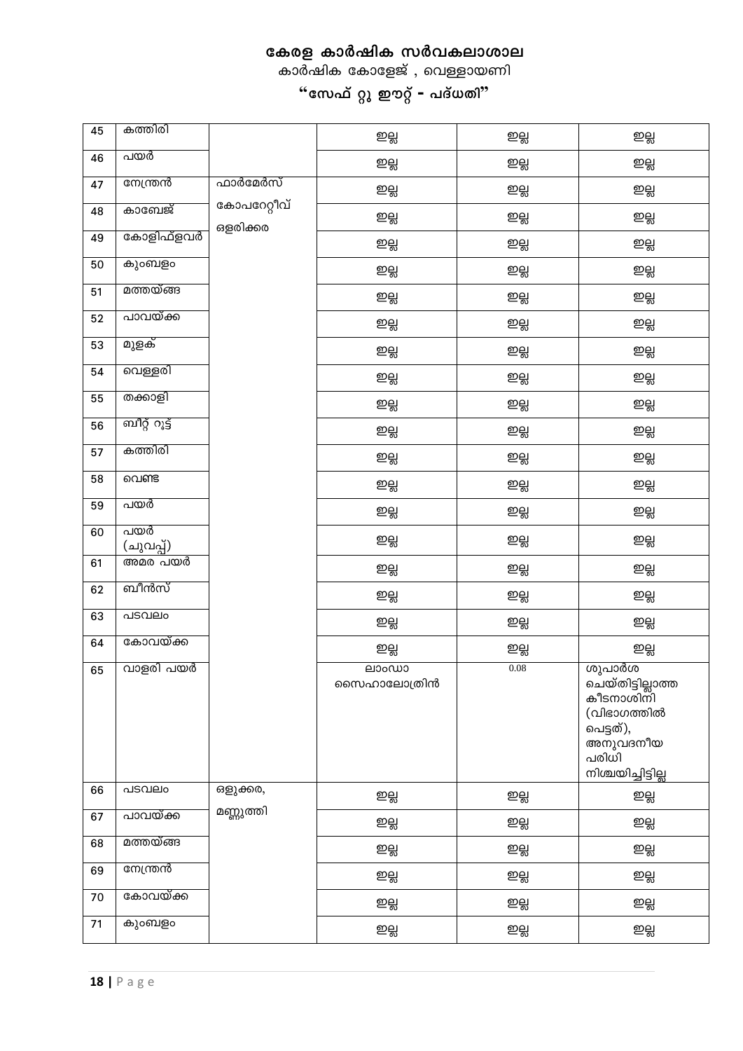# കേരള കാർഷിക സർവകലാശാല

കാർഷിക കോളേജ് , വെള്ളായണി

**"സേഫ് റ്റു ഈറ്റ് - പദ്ധതി"**

| | | | | | |
|---|---|---|---|---|---|
| 45 | കത്തിരി | | ഇല്ല | ഇല്ല | ഇല്ല |
| 46 | പയർ | | ഇല്ല | ഇല്ല | ഇല്ല |
| 47 | നേന്ത്രൻ | ഫാർമേർസ് കോപറേറ്റീവ് ഒളരിക്കര | ഇല്ല | ഇല്ല | ഇല്ല |
| 48 | കാബേജ് | | ഇല്ല | ഇല്ല | ഇല്ല |
| 49 | കോളിഫ്ളവർ | | ഇല്ല | ഇല്ല | ഇല്ല |
| 50 | കുംബളം | | ഇല്ല | ഇല്ല | ഇല്ല |
| 51 | മത്തയ്ങ്ങ | | ഇല്ല | ഇല്ല | ഇല്ല |
| 52 | പാവയ്ക്ക | | ഇല്ല | ഇല്ല | ഇല്ല |
| 53 | മുളക് | | ഇല്ല | ഇല്ല | ഇല്ല |
| 54 | വെള്ളരി | | ഇല്ല | ഇല്ല | ഇല്ല |
| 55 | തക്കാളി | | ഇല്ല | ഇല്ല | ഇല്ല |
| 56 | ബീറ്റ് റൂട്ട് | | ഇല്ല | ഇല്ല | ഇല്ല |
| 57 | കത്തിരി | | ഇല്ല | ഇല്ല | ഇല്ല |
| 58 | വെണ്ട | | ഇല്ല | ഇല്ല | ഇല്ല |
| 59 | പയർ | | ഇല്ല | ഇല്ല | ഇല്ല |
| 60 | പയർ (ചുവപ്പ്) | | ഇല്ല | ഇല്ല | ഇല്ല |
| 61 | അമര പയർ | | ഇല്ല | ഇല്ല | ഇല്ല |
| 62 | ബീൻസ് | | ഇല്ല | ഇല്ല | ഇല്ല |
| 63 | പടവലം | | ഇല്ല | ഇല്ല | ഇല്ല |
| 64 | കോവയ്ക്ക | | ഇല്ല | ഇല്ല | ഇല്ല |
| 65 | വാളരി പയർ | | ലാംഡാ സൈഹാലോത്രിൻ | 0.08 | ശുപാർശ ചെയ്തിട്ടില്ലാത്ത കീടനാശിനി (വിഭാഗത്തിൽ പെട്ടത്), അനുവദനീയ പരിധി നിശ്ചയിച്ചിട്ടില്ല |
| 66 | പടവലം | ഒളുക്കര, മണ്ണുത്തി | ഇല്ല | ഇല്ല | ഇല്ല |
| 67 | പാവയ്ക്ക | | ഇല്ല | ഇല്ല | ഇല്ല |
| 68 | മത്തയ്ങ്ങ | | ഇല്ല | ഇല്ല | ഇല്ല |
| 69 | നേന്ത്രൻ | | ഇല്ല | ഇല്ല | ഇല്ല |
| 70 | കോവയ്ക്ക | | ഇല്ല | ഇല്ല | ഇല്ല |
| 71 | കുംബളം | | ഇല്ല | ഇല്ല | ഇല്ല |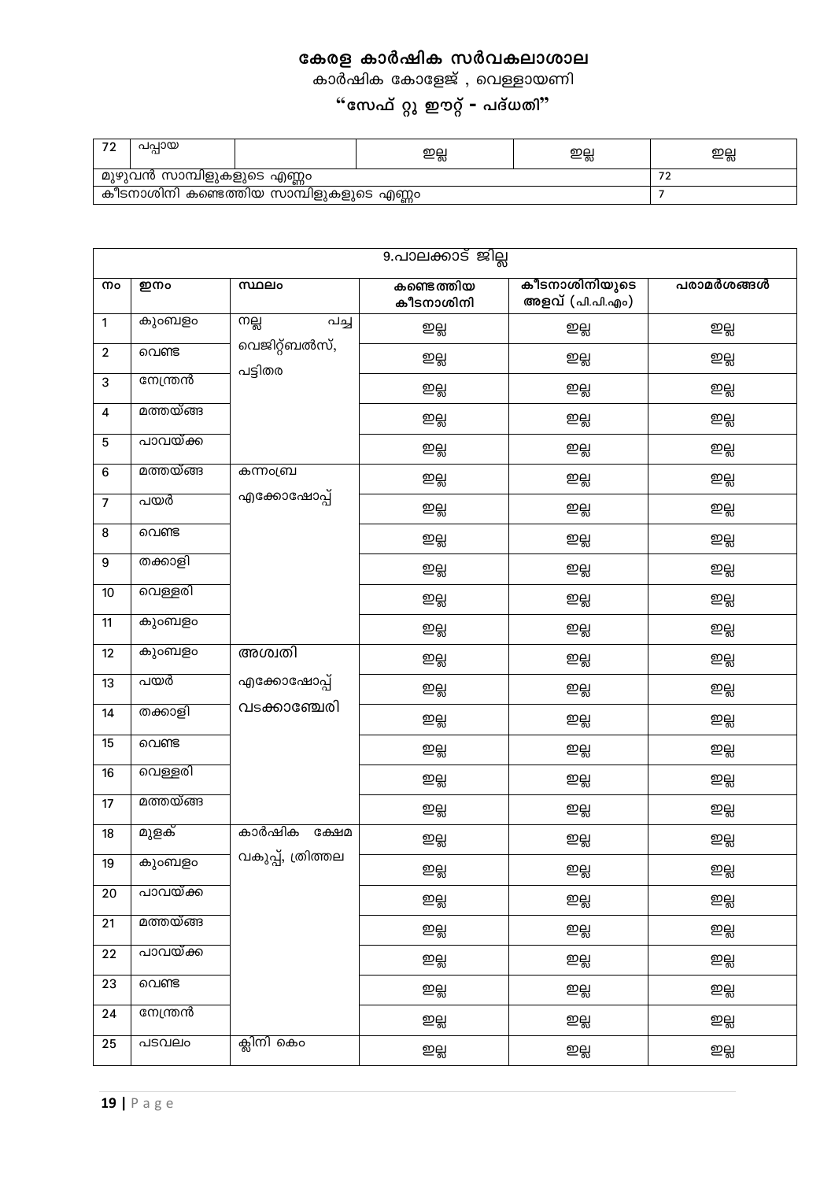# കേരള കാർഷിക സർവകലാശാല

കാർഷിക കോളേജ് , വെള്ളായണി

## "സേഫ് റ്റു ഈറ്റ് - പദ്ധതി"

| 72 | പപ്പായ | | ഇല്ല | ഇല്ല | ഇല്ല |
|---|---|---|---|---|---|
| മുഴുവൻ സാമ്പിളുകളുടെ എണ്ണം | | | | | 72 |
| കീടനാശിനി കണ്ടെത്തിയ സാമ്പിളുകളുടെ എണ്ണം | | | | | 7 |

| 9.പാലക്കാട് ജില്ല | | | | | |
|---|---|---|---|---|---|
| നം | ഇനം | സ്ഥലം | കണ്ടെത്തിയ കീടനാശിനി | കീടനാശിനിയുടെ അളവ് (പി.പി.എം) | പരാമർശങ്ങൾ |
| 1 | കുംബളം | നല്ല പച്ച വെജിറ്റ്ബൽസ്, പട്ടിതര | ഇല്ല | ഇല്ല | ഇല്ല |
| 2 | വെണ്ട | | ഇല്ല | ഇല്ല | ഇല്ല |
| 3 | നേന്ത്രൻ | | ഇല്ല | ഇല്ല | ഇല്ല |
| 4 | മത്തയ്ങ്ങ | | ഇല്ല | ഇല്ല | ഇല്ല |
| 5 | പാവയ്ക്ക | | ഇല്ല | ഇല്ല | ഇല്ല |
| 6 | മത്തയ്ങ്ങ | കന്നംബ്ര എക്കോഷോപ്പ് | ഇല്ല | ഇല്ല | ഇല്ല |
| 7 | പയർ | | ഇല്ല | ഇല്ല | ഇല്ല |
| 8 | വെണ്ട | | ഇല്ല | ഇല്ല | ഇല്ല |
| 9 | തക്കാളി | | ഇല്ല | ഇല്ല | ഇല്ല |
| 10 | വെള്ളരി | | ഇല്ല | ഇല്ല | ഇല്ല |
| 11 | കുംബളം | | ഇല്ല | ഇല്ല | ഇല്ല |
| 12 | കുംബളം | അശ്വതി എക്കോഷോപ്പ് വടക്കാഞ്ചേരി | ഇല്ല | ഇല്ല | ഇല്ല |
| 13 | പയർ | | ഇല്ല | ഇല്ല | ഇല്ല |
| 14 | തക്കാളി | | ഇല്ല | ഇല്ല | ഇല്ല |
| 15 | വെണ്ട | | ഇല്ല | ഇല്ല | ഇല്ല |
| 16 | വെള്ളരി | | ഇല്ല | ഇല്ല | ഇല്ല |
| 17 | മത്തയ്ങ്ങ | | ഇല്ല | ഇല്ല | ഇല്ല |
| 18 | മുളക് | കാർഷിക ക്ഷേമ വകുപ്പ്, ത്രിത്തല | ഇല്ല | ഇല്ല | ഇല്ല |
| 19 | കുംബളം | | ഇല്ല | ഇല്ല | ഇല്ല |
| 20 | പാവയ്ക്ക | | ഇല്ല | ഇല്ല | ഇല്ല |
| 21 | മത്തയ്ങ്ങ | | ഇല്ല | ഇല്ല | ഇല്ല |
| 22 | പാവയ്ക്ക | | ഇല്ല | ഇല്ല | ഇല്ല |
| 23 | വെണ്ട | | ഇല്ല | ഇല്ല | ഇല്ല |
| 24 | നേന്ത്രൻ | | ഇല്ല | ഇല്ല | ഇല്ല |
| 25 | പടവലം | ക്ലിനി കെം | ഇല്ല | ഇല്ല | ഇല്ല |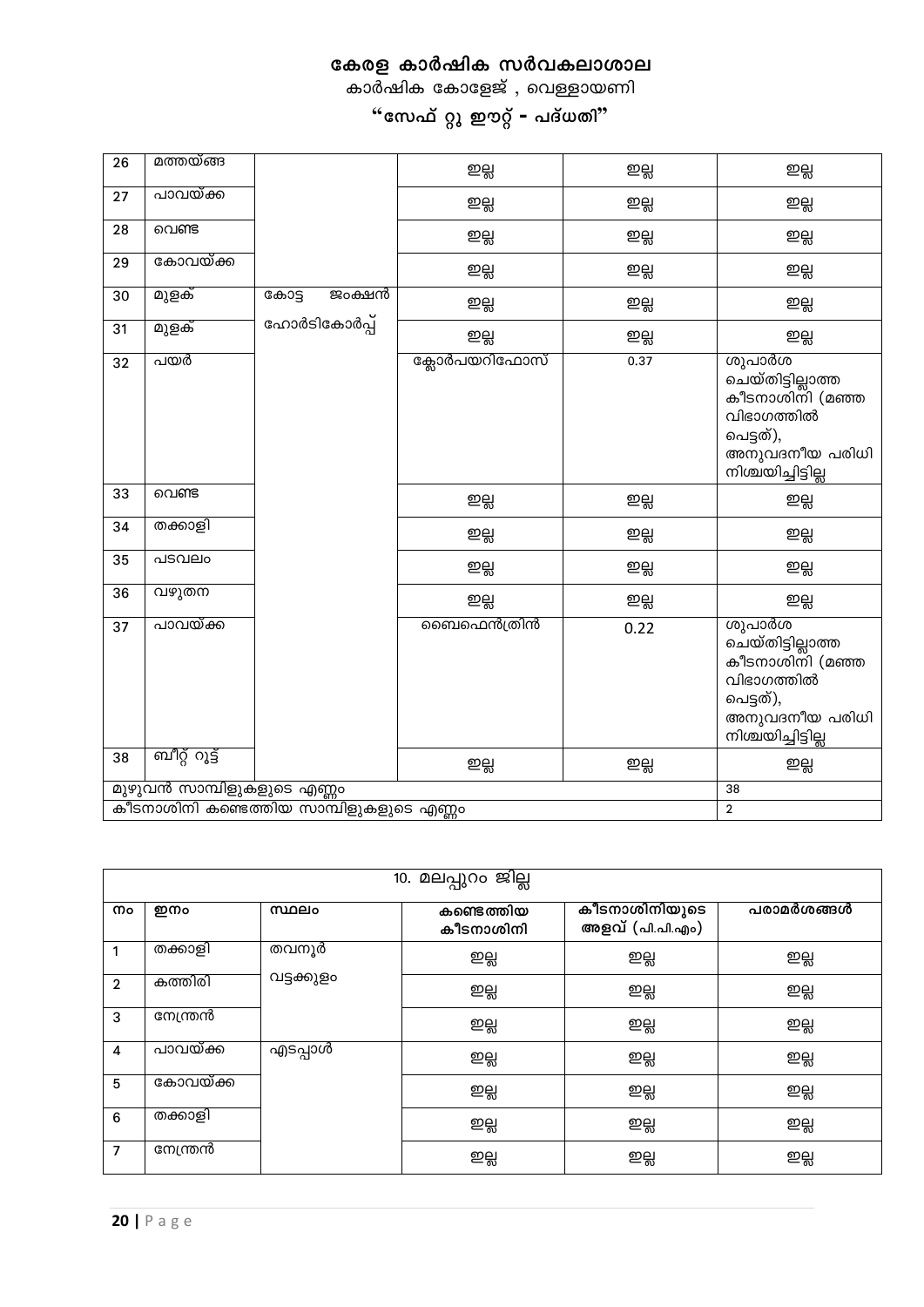# കേരള കാർഷിക സർവകലാശാല

കാർഷിക കോളേജ് , വെള്ളായണി

## "സേഫ് റ്റു ഈറ്റ് - പദ്ധതി"

| | | | | | |
|---|---|---|---|---|---|
| 26 | മത്തയ്ങ്ങ | | ഇല്ല | ഇല്ല | ഇല്ല |
| 27 | പാവയ്ക്ക | | ഇല്ല | ഇല്ല | ഇല്ല |
| 28 | വെണ്ട | | ഇല്ല | ഇല്ല | ഇല്ല |
| 29 | കോവയ്ക്ക | | ഇല്ല | ഇല്ല | ഇല്ല |
| 30 | മുളക് | കോട്ട ജംക്ഷൻ ഹോർട്ടികോർപ്പ് | ഇല്ല | ഇല്ല | ഇല്ല |
| 31 | മുളക് | | ഇല്ല | ഇല്ല | ഇല്ല |
| 32 | പയർ | | ക്ലോർപയറിഫോസ് | 0.37 | ശുപാർശ ചെയ്തിട്ടില്ലാത്ത കീടനാശിനി (മഞ്ഞ വിഭാഗത്തിൽ പെട്ടത്), അനുവദനീയ പരിധി നിശ്ചയിച്ചിട്ടില്ല |
| 33 | വെണ്ട | | ഇല്ല | ഇല്ല | ഇല്ല |
| 34 | തക്കാളി | | ഇല്ല | ഇല്ല | ഇല്ല |
| 35 | പടവലം | | ഇല്ല | ഇല്ല | ഇല്ല |
| 36 | വഴുതന | | ഇല്ല | ഇല്ല | ഇല്ല |
| 37 | പാവയ്ക്ക | | ബൈഫെൻത്രിൻ | 0.22 | ശുപാർശ ചെയ്തിട്ടില്ലാത്ത കീടനാശിനി (മഞ്ഞ വിഭാഗത്തിൽ പെട്ടത്), അനുവദനീയ പരിധി നിശ്ചയിച്ചിട്ടില്ല |
| 38 | ബീറ്റ് റൂട്ട് | | ഇല്ല | ഇല്ല | ഇല്ല |
| മുഴുവൻ സാമ്പിളുകളുടെ എണ്ണം | | | | | 38 |
| കീടനാശിനി കണ്ടെത്തിയ സാമ്പിളുകളുടെ എണ്ണം | | | | | 2 |

### 10. മലപ്പുറം ജില്ല

| നം | ഇനം | സ്ഥലം | കണ്ടെത്തിയ കീടനാശിനി | കീടനാശിനിയുടെ അളവ് (പി.പി.എം) | പരാമർശങ്ങൾ |
|---|---|---|---|---|---|
| 1 | തക്കാളി | തവനൂർ വട്ടക്കുളം | ഇല്ല | ഇല്ല | ഇല്ല |
| 2 | കത്തിരി | | ഇല്ല | ഇല്ല | ഇല്ല |
| 3 | നേന്ത്രൻ | | ഇല്ല | ഇല്ല | ഇല്ല |
| 4 | പാവയ്ക്ക | എടപ്പാൾ | ഇല്ല | ഇല്ല | ഇല്ല |
| 5 | കോവയ്ക്ക | | ഇല്ല | ഇല്ല | ഇല്ല |
| 6 | തക്കാളി | | ഇല്ല | ഇല്ല | ഇല്ല |
| 7 | നേന്ത്രൻ | | ഇല്ല | ഇല്ല | ഇല്ല |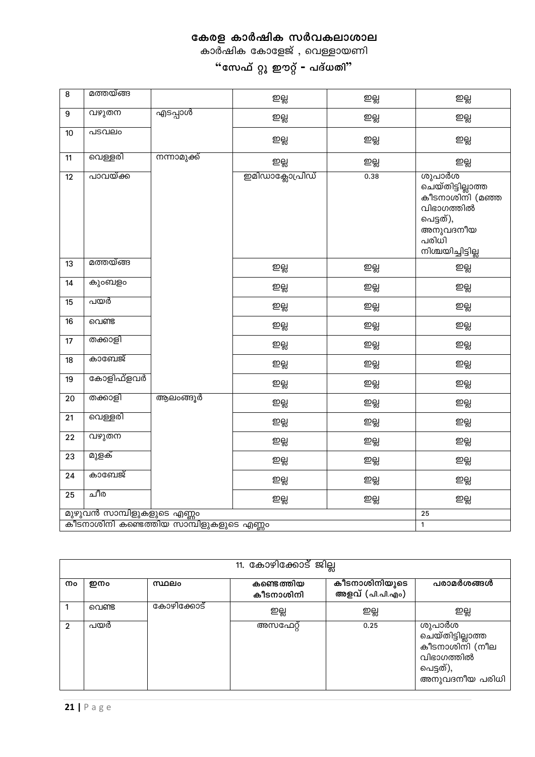# കേരള കാർഷിക സർവകലാശാല

കാർഷിക കോളേജ് , വെള്ളായണി

## "സേഫ് റ്റു ഈറ്റ് - പദ്ധതി"

| | | | | | |
|---|---|---|---|---|---|
| 8 | മത്തയ്ങ്ങ | | ഇല്ല | ഇല്ല | ഇല്ല |
| 9 | വഴുതന | എടപ്പാൾ | ഇല്ല | ഇല്ല | ഇല്ല |
| 10 | പടവലം | | ഇല്ല | ഇല്ല | ഇല്ല |
| 11 | വെള്ളരി | നന്നാമുക്ക് | ഇല്ല | ഇല്ല | ഇല്ല |
| 12 | പാവയ്ക്ക | | ഇമിഡാക്ലോപ്രിഡ് | 0.38 | ശുപാർശ ചെയ്തിട്ടില്ലാത്ത കീടനാശിനി (മഞ്ഞ വിഭാഗത്തിൽ പെട്ടത്), അനുവദനീയ പരിധി നിശ്ചയിച്ചിട്ടില്ല |
| 13 | മത്തയ്ങ്ങ | | ഇല്ല | ഇല്ല | ഇല്ല |
| 14 | കുംബളം | | ഇല്ല | ഇല്ല | ഇല്ല |
| 15 | പയർ | | ഇല്ല | ഇല്ല | ഇല്ല |
| 16 | വെണ്ട | | ഇല്ല | ഇല്ല | ഇല്ല |
| 17 | തക്കാളി | | ഇല്ല | ഇല്ല | ഇല്ല |
| 18 | കാബേജ് | | ഇല്ല | ഇല്ല | ഇല്ല |
| 19 | കോളിഫ്ളവർ | | ഇല്ല | ഇല്ല | ഇല്ല |
| 20 | തക്കാളി | ആലംങ്ങൂർ | ഇല്ല | ഇല്ല | ഇല്ല |
| 21 | വെള്ളരി | | ഇല്ല | ഇല്ല | ഇല്ല |
| 22 | വഴുതന | | ഇല്ല | ഇല്ല | ഇല്ല |
| 23 | മുളക് | | ഇല്ല | ഇല്ല | ഇല്ല |
| 24 | കാബേജ് | | ഇല്ല | ഇല്ല | ഇല്ല |
| 25 | ചീര | | ഇല്ല | ഇല്ല | ഇല്ല |
| മുഴുവൻ സാമ്പിളുകളുടെ എണ്ണം | | | | | 25 |
| കീടനാശിനി കണ്ടെത്തിയ സാമ്പിളുകളുടെ എണ്ണം | | | | | 1 |

| 11. കോഴിക്കോട് ജില്ല | | | | | |
|---|---|---|---|---|---|
| നം | ഇനം | സ്ഥലം | കണ്ടെത്തിയ കീടനാശിനി | കീടനാശിനിയുടെ അളവ് (പി.പി.എം) | പരാമർശങ്ങൾ |
| 1 | വെണ്ട | കോഴിക്കോട് | ഇല്ല | ഇല്ല | ഇല്ല |
| 2 | പയർ | | അസഫേറ്റ് | 0.25 | ശുപാർശ ചെയ്തിട്ടില്ലാത്ത കീടനാശിനി (നീല വിഭാഗത്തിൽ പെട്ടത്), അനുവദനീയ പരിധി |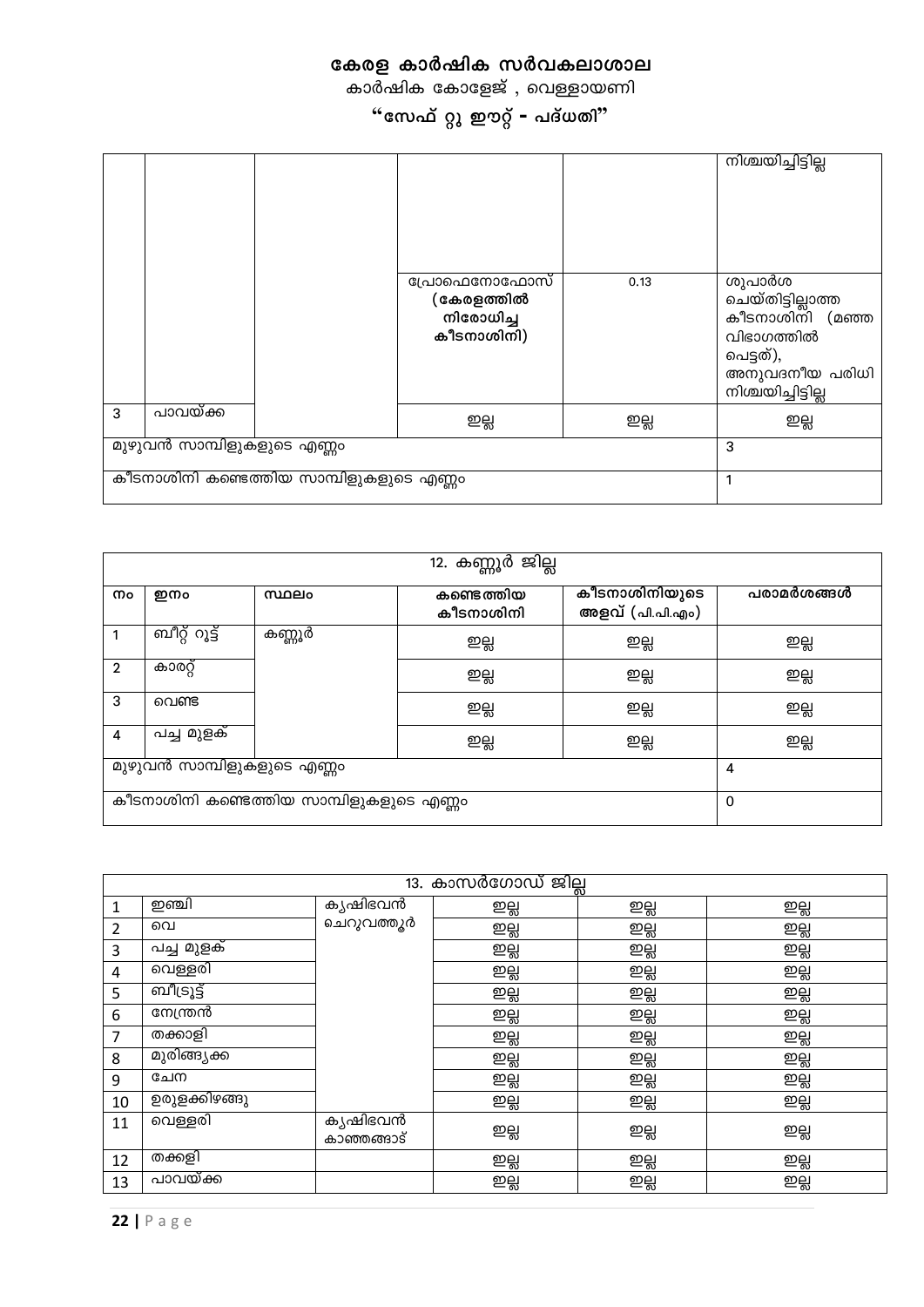# കേരള കാർഷിക സർവകലാശാല

കാർഷിക കോളേജ് , വെള്ളായണി

## "സേഫ് റ്റു ഈറ്റ് - പദ്ധതി"

| | | | | | |
|---|---|---|---|---|---|
| | | | | | നിശ്ചയിച്ചിട്ടില്ല |
| | | | പ്രോഫെനോഫോസ് **(കേരളത്തിൽ നിരോധിച്ച കീടനാശിനി)** | 0.13 | ശുപാർശ ചെയ്തിട്ടില്ലാത്ത കീടനാശിനി (മഞ്ഞ വിഭാഗത്തിൽ പെട്ടത്), അനുവദനീയ പരിധി നിശ്ചയിച്ചിട്ടില്ല |
| 3 | പാവയ്ക്ക | | ഇല്ല | ഇല്ല | ഇല്ല |
| മുഴുവൻ സാമ്പിളുകളുടെ എണ്ണം | | | | | 3 |
| കീടനാശിനി കണ്ടെത്തിയ സാമ്പിളുകളുടെ എണ്ണം | | | | | 1 |

| 12. കണ്ണൂർ ജില്ല | | | | | |
|---|---|---|---|---|---|
| **നം** | **ഇനം** | **സ്ഥലം** | **കണ്ടെത്തിയ കീടനാശിനി** | **കീടനാശിനിയുടെ അളവ് (പി.പി.എം)** | **പരാമർശങ്ങൾ** |
| 1 | ബീറ്റ് റൂട്ട് | കണ്ണൂർ | ഇല്ല | ഇല്ല | ഇല്ല |
| 2 | കാരറ്റ് | | ഇല്ല | ഇല്ല | ഇല്ല |
| 3 | വെണ്ട | | ഇല്ല | ഇല്ല | ഇല്ല |
| 4 | പച്ച മുളക് | | ഇല്ല | ഇല്ല | ഇല്ല |
| മുഴുവൻ സാമ്പിളുകളുടെ എണ്ണം | | | | | 4 |
| കീടനാശിനി കണ്ടെത്തിയ സാമ്പിളുകളുടെ എണ്ണം | | | | | 0 |

| 13. കാസർഗോഡ് ജില്ല | | | | | |
|---|---|---|---|---|---|
| 1 | ഇഞ്ചി | കൃഷിഭവൻ ചെറുവത്തൂർ | ഇല്ല | ഇല്ല | ഇല്ല |
| 2 | വെ | | ഇല്ല | ഇല്ല | ഇല്ല |
| 3 | പച്ച മുളക് | | ഇല്ല | ഇല്ല | ഇല്ല |
| 4 | വെള്ളരി | | ഇല്ല | ഇല്ല | ഇല്ല |
| 5 | ബീട്രൂട്ട് | | ഇല്ല | ഇല്ല | ഇല്ല |
| 6 | നേന്ത്രൻ | | ഇല്ല | ഇല്ല | ഇല്ല |
| 7 | തക്കാളി | | ഇല്ല | ഇല്ല | ഇല്ല |
| 8 | മുരിങ്ങ്യക്ക | | ഇല്ല | ഇല്ല | ഇല്ല |
| 9 | ചേന | | ഇല്ല | ഇല്ല | ഇല്ല |
| 10 | ഉരുളക്കിഴങ്ങു | | ഇല്ല | ഇല്ല | ഇല്ല |
| 11 | വെള്ളരി | കൃഷിഭവൻ കാഞ്ഞങ്ങാട് | ഇല്ല | ഇല്ല | ഇല്ല |
| 12 | തക്കളി | | ഇല്ല | ഇല്ല | ഇല്ല |
| 13 | പാവയ്ക്ക | | ഇല്ല | ഇല്ല | ഇല്ല |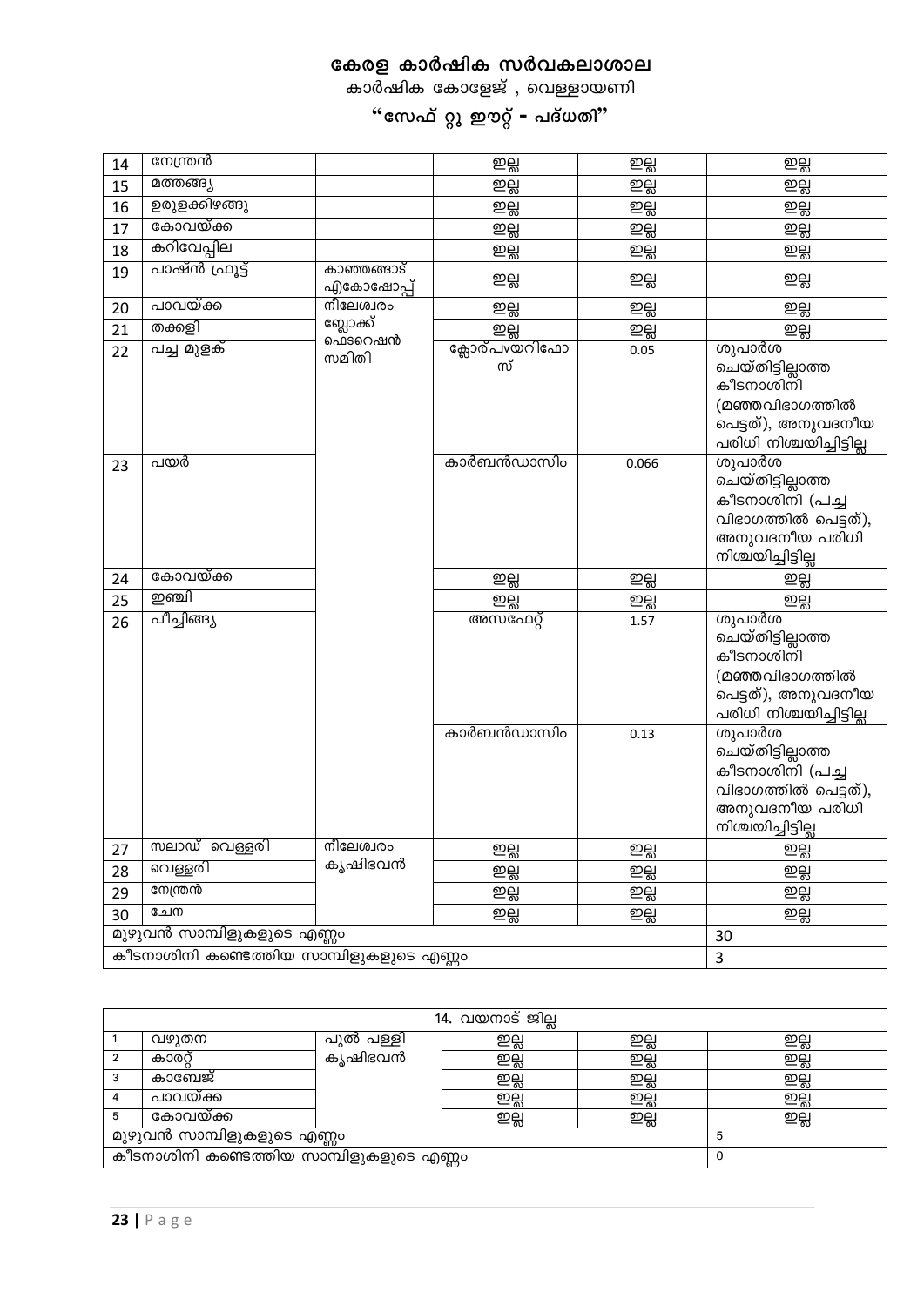# കേരള കാർഷിക സർവകലാശാല

കാർഷിക കോളേജ് , വെള്ളായണി

## "സേഫ് റ്റു ഈറ്റ് - പദ്ധതി"

| | | | | | |
|---|---|---|---|---|---|
| 14 | നേന്ത്രൻ | | ഇല്ല | ഇല്ല | ഇല്ല |
| 15 | മത്തങ്ങ്യ | | ഇല്ല | ഇല്ല | ഇല്ല |
| 16 | ഉരുളക്കിഴങ്ങു | | ഇല്ല | ഇല്ല | ഇല്ല |
| 17 | കോവയ്ക്ക | | ഇല്ല | ഇല്ല | ഇല്ല |
| 18 | കറിവേപ്പില | | ഇല്ല | ഇല്ല | ഇല്ല |
| 19 | പാഷൻ ഫ്രൂട്ട് | കാഞ്ഞങ്ങാട് എകോഷോപ്പ് | ഇല്ല | ഇല്ല | ഇല്ല |
| 20 | പാവയ്ക്ക | നീലേശ്വരം ബ്ലോക്ക് ഫെഡറെഷൻ സമിതി | ഇല്ല | ഇല്ല | ഇല്ല |
| 21 | തക്കളി | | ഇല്ല | ഇല്ല | ഇല്ല |
| 22 | പച്ച മുളക് | | ക്ലോർപയറിഫോസ് | 0.05 | ശുപാർശ ചെയ്തിട്ടില്ലാത്ത കീടനാശിനി (മഞ്ഞവിഭാഗത്തിൽ പെട്ടത്), അനുവദനീയ പരിധി നിശ്ചയിച്ചിട്ടില്ല |
| 23 | പയർ | | കാർബൻഡാസിം | 0.066 | ശുപാർശ ചെയ്തിട്ടില്ലാത്ത കീടനാശിനി (പച്ച വിഭാഗത്തിൽ പെട്ടത്), അനുവദനീയ പരിധി നിശ്ചയിച്ചിട്ടില്ല |
| 24 | കോവയ്ക്ക | | ഇല്ല | ഇല്ല | ഇല്ല |
| 25 | ഇഞ്ചി | | ഇല്ല | ഇല്ല | ഇല്ല |
| 26 | പീച്ചിങ്ങ്യ | | അസഫേറ്റ് | 1.57 | ശുപാർശ ചെയ്തിട്ടില്ലാത്ത കീടനാശിനി (മഞ്ഞവിഭാഗത്തിൽ പെട്ടത്), അനുവദനീയ പരിധി നിശ്ചയിച്ചിട്ടില്ല |
| | | | കാർബൻഡാസിം | 0.13 | ശുപാർശ ചെയ്തിട്ടില്ലാത്ത കീടനാശിനി (പച്ച വിഭാഗത്തിൽ പെട്ടത്), അനുവദനീയ പരിധി നിശ്ചയിച്ചിട്ടില്ല |
| 27 | സലാഡ് വെള്ളരി | നീലേശ്വരം കൃഷിഭവൻ | ഇല്ല | ഇല്ല | ഇല്ല |
| 28 | വെള്ളരി | | ഇല്ല | ഇല്ല | ഇല്ല |
| 29 | നേന്ത്രൻ | | ഇല്ല | ഇല്ല | ഇല്ല |
| 30 | ചേന | | ഇല്ല | ഇല്ല | ഇല്ല |
| മുഴുവൻ സാമ്പിളുകളുടെ എണ്ണം | | | | | 30 |
| കീടനാശിനി കണ്ടെത്തിയ സാമ്പിളുകളുടെ എണ്ണം | | | | | 3 |

| 14. വയനാട് ജില്ല | | | | | |
|---|---|---|---|---|---|
| 1 | വഴുതന | പുൽ പള്ളി കൃഷിഭവൻ | ഇല്ല | ഇല്ല | ഇല്ല |
| 2 | കാരറ്റ് | | ഇല്ല | ഇല്ല | ഇല്ല |
| 3 | കാബേജ് | | ഇല്ല | ഇല്ല | ഇല്ല |
| 4 | പാവയ്ക്ക | | ഇല്ല | ഇല്ല | ഇല്ല |
| 5 | കോവയ്ക്ക | | ഇല്ല | ഇല്ല | ഇല്ല |
| മുഴുവൻ സാമ്പിളുകളുടെ എണ്ണം | | | | | 5 |
| കീടനാശിനി കണ്ടെത്തിയ സാമ്പിളുകളുടെ എണ്ണം | | | | | 0 |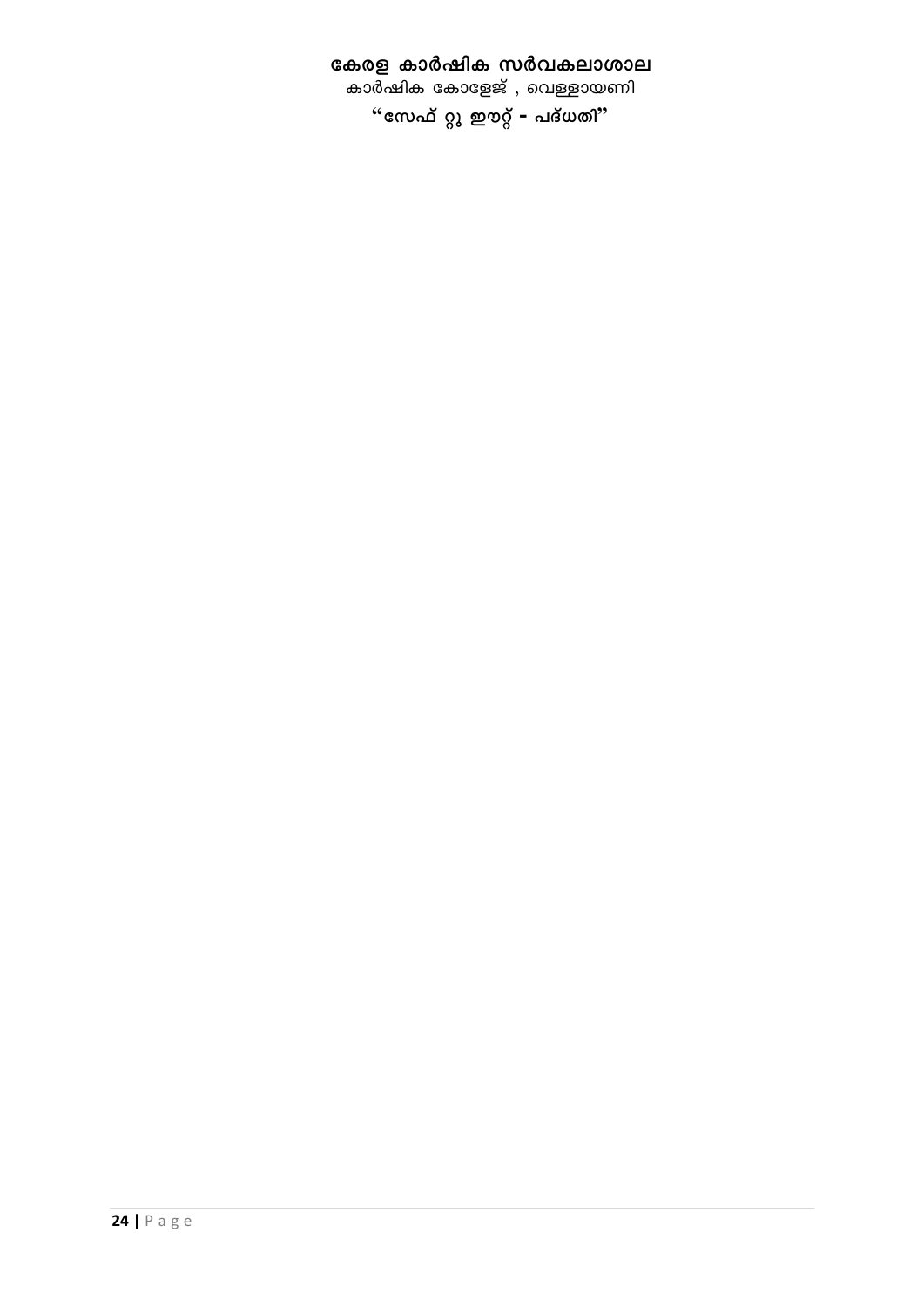**കേരള കാർഷിക സർവകലാശാല**

കാർഷിക കോളേജ് , വെള്ളായണി

**"സേഫ് റ്റു ഈറ്റ് - പദ്ധതി"**